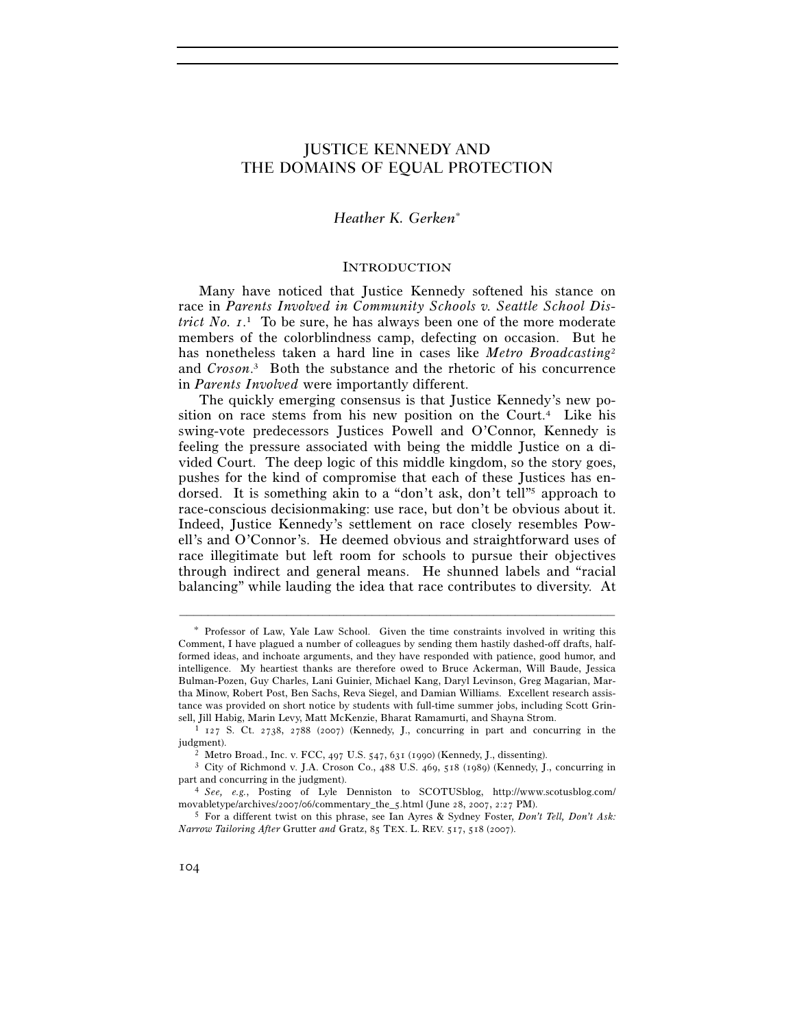# JUSTICE KENNEDY AND THE DOMAINS OF EQUAL PROTECTION

*Heather K. Gerken*[*]

## INTRODUCTION

Many have noticed that Justice Kennedy softened his stance on race in *Parents Involved in Community Schools v. Seattle School District No. 1*.[1] To be sure, he has always been one of the more moderate members of the colorblindness camp, defecting on occasion. But he has nonetheless taken a hard line in cases like *Metro Broadcasting*[2] and *Croson*.[3] Both the substance and the rhetoric of his concurrence in *Parents Involved* were importantly different.

The quickly emerging consensus is that Justice Kennedy's new position on race stems from his new position on the Court.[4] Like his swing-vote predecessors Justices Powell and O'Connor, Kennedy is feeling the pressure associated with being the middle Justice on a divided Court. The deep logic of this middle kingdom, so the story goes, pushes for the kind of compromise that each of these Justices has endorsed. It is something akin to a "don't ask, don't tell"[5] approach to race-conscious decisionmaking: use race, but don't be obvious about it. Indeed, Justice Kennedy's settlement on race closely resembles Powell's and O'Connor's. He deemed obvious and straightforward uses of race illegitimate but left room for schools to pursue their objectives through indirect and general means. He shunned labels and "racial balancing" while lauding the idea that race contributes to diversity. At

---

[*] Professor of Law, Yale Law School. Given the time constraints involved in writing this Comment, I have plagued a number of colleagues by sending them hastily dashed-off drafts, half-formed ideas, and inchoate arguments, and they have responded with patience, good humor, and intelligence. My heartiest thanks are therefore owed to Bruce Ackerman, Will Baude, Jessica Bulman-Pozen, Guy Charles, Lani Guinier, Michael Kang, Daryl Levinson, Greg Magarian, Martha Minow, Robert Post, Ben Sachs, Reva Siegel, and Damian Williams. Excellent research assistance was provided on short notice by students with full-time summer jobs, including Scott Grinsell, Jill Habig, Marin Levy, Matt McKenzie, Bharat Ramamurti, and Shayna Strom.

[1] 127 S. Ct. 2738, 2788 (2007) (Kennedy, J., concurring in part and concurring in the judgment).

[2] Metro Broad., Inc. v. FCC, 497 U.S. 547, 631 (1990) (Kennedy, J., dissenting).

[3] City of Richmond v. J.A. Croson Co., 488 U.S. 469, 518 (1989) (Kennedy, J., concurring in part and concurring in the judgment).

[4] *See, e.g.*, Posting of Lyle Denniston to SCOTUSblog, http://www.scotusblog.com/movabletype/archives/2007/06/commentary_the_5.html (June 28, 2007, 2:27 PM).

[5] For a different twist on this phrase, see Ian Ayres & Sydney Foster, *Don't Tell, Don't Ask: Narrow Tailoring After* Grutter *and* Gratz, 85 TEX. L. REV. 517, 518 (2007).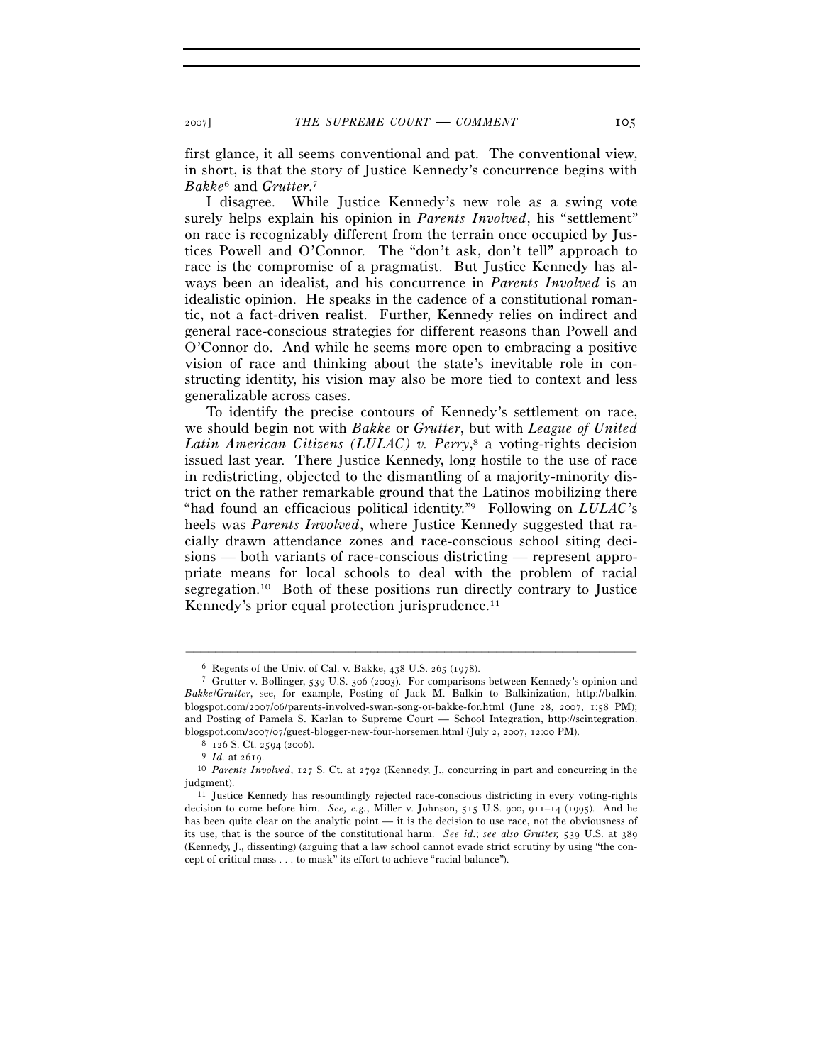first glance, it all seems conventional and pat. The conventional view, in short, is that the story of Justice Kennedy's concurrence begins with *Bakke*[6] and *Grutter*.[7]

I disagree. While Justice Kennedy's new role as a swing vote surely helps explain his opinion in *Parents Involved*, his "settlement" on race is recognizably different from the terrain once occupied by Justices Powell and O'Connor. The "don't ask, don't tell" approach to race is the compromise of a pragmatist. But Justice Kennedy has always been an idealist, and his concurrence in *Parents Involved* is an idealistic opinion. He speaks in the cadence of a constitutional romantic, not a fact-driven realist. Further, Kennedy relies on indirect and general race-conscious strategies for different reasons than Powell and O'Connor do. And while he seems more open to embracing a positive vision of race and thinking about the state's inevitable role in constructing identity, his vision may also be more tied to context and less generalizable across cases.

To identify the precise contours of Kennedy's settlement on race, we should begin not with *Bakke* or *Grutter*, but with *League of United Latin American Citizens (LULAC) v. Perry*,[8] a voting-rights decision issued last year. There Justice Kennedy, long hostile to the use of race in redistricting, objected to the dismantling of a majority-minority district on the rather remarkable ground that the Latinos mobilizing there "had found an efficacious political identity."[9] Following on *LULAC*'s heels was *Parents Involved*, where Justice Kennedy suggested that racially drawn attendance zones and race-conscious school siting decisions — both variants of race-conscious districting — represent appropriate means for local schools to deal with the problem of racial segregation.[10] Both of these positions run directly contrary to Justice Kennedy's prior equal protection jurisprudence.[11]

---

[6] Regents of the Univ. of Cal. v. Bakke, 438 U.S. 265 (1978).

[7] Grutter v. Bollinger, 539 U.S. 306 (2003). For comparisons between Kennedy's opinion and *Bakke*/*Grutter*, see, for example, Posting of Jack M. Balkin to Balkinization, http://balkin.blogspot.com/2007/06/parents-involved-swan-song-or-bakke-for.html (June 28, 2007, 1:58 PM); and Posting of Pamela S. Karlan to Supreme Court — School Integration, http://scintegration.blogspot.com/2007/07/guest-blogger-new-four-horsemen.html (July 2, 2007, 12:00 PM).

[8] 126 S. Ct. 2594 (2006).

[9] *Id.* at 2619.

[10] *Parents Involved*, 127 S. Ct. at 2792 (Kennedy, J., concurring in part and concurring in the judgment).

[11] Justice Kennedy has resoundingly rejected race-conscious districting in every voting-rights decision to come before him. *See, e.g.*, Miller v. Johnson, 515 U.S. 900, 911–14 (1995). And he has been quite clear on the analytic point — it is the decision to use race, not the obviousness of its use, that is the source of the constitutional harm. *See id.*; *see also Grutter,* 539 U.S. at 389 (Kennedy, J., dissenting) (arguing that a law school cannot evade strict scrutiny by using "the concept of critical mass . . . to mask" its effort to achieve "racial balance").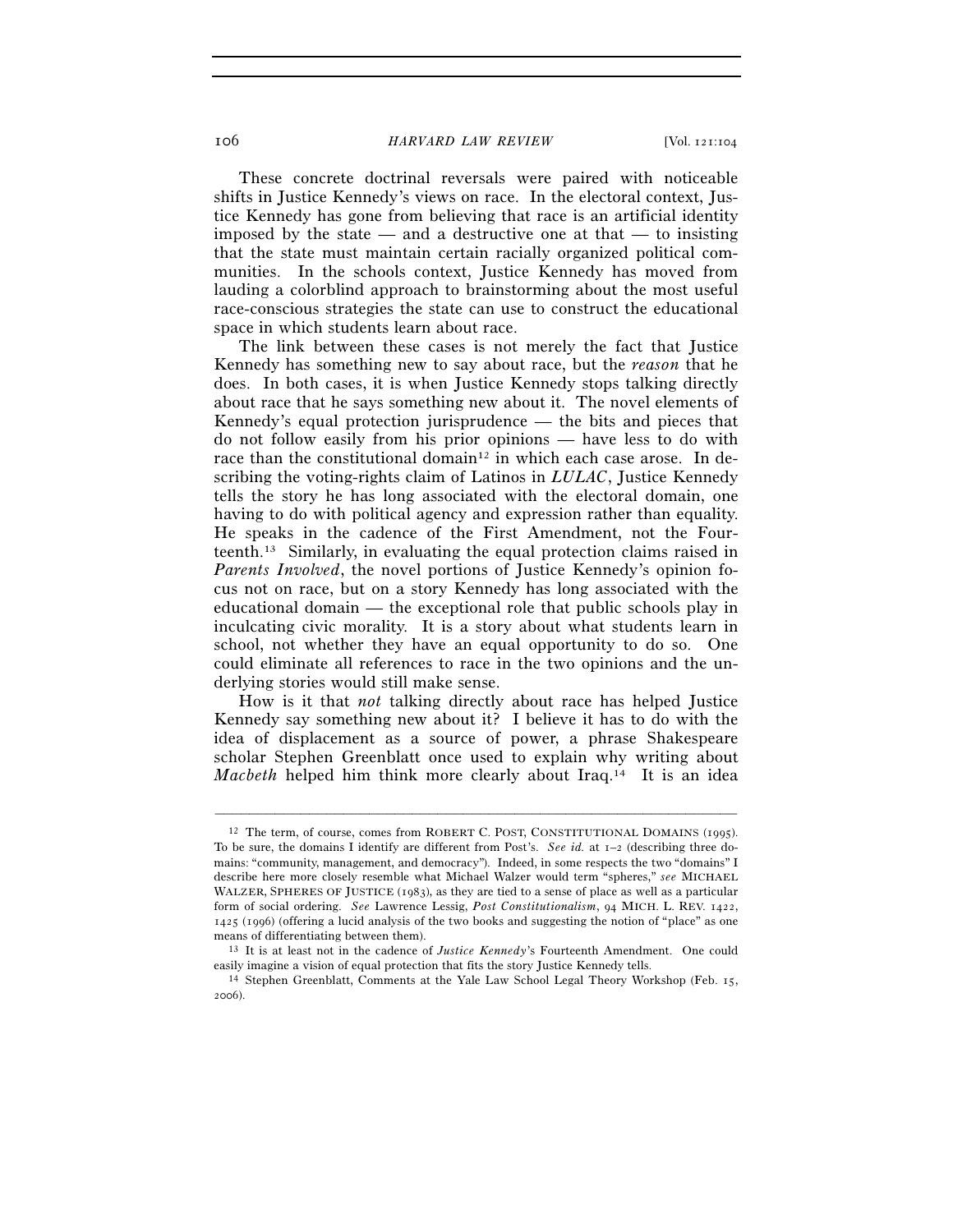These concrete doctrinal reversals were paired with noticeable shifts in Justice Kennedy's views on race. In the electoral context, Justice Kennedy has gone from believing that race is an artificial identity imposed by the state — and a destructive one at that — to insisting that the state must maintain certain racially organized political communities. In the schools context, Justice Kennedy has moved from lauding a colorblind approach to brainstorming about the most useful race-conscious strategies the state can use to construct the educational space in which students learn about race.

The link between these cases is not merely the fact that Justice Kennedy has something new to say about race, but the *reason* that he does. In both cases, it is when Justice Kennedy stops talking directly about race that he says something new about it. The novel elements of Kennedy's equal protection jurisprudence — the bits and pieces that do not follow easily from his prior opinions — have less to do with race than the constitutional domain[12] in which each case arose. In describing the voting-rights claim of Latinos in *LULAC*, Justice Kennedy tells the story he has long associated with the electoral domain, one having to do with political agency and expression rather than equality. He speaks in the cadence of the First Amendment, not the Fourteenth.[13] Similarly, in evaluating the equal protection claims raised in *Parents Involved*, the novel portions of Justice Kennedy's opinion focus not on race, but on a story Kennedy has long associated with the educational domain — the exceptional role that public schools play in inculcating civic morality. It is a story about what students learn in school, not whether they have an equal opportunity to do so. One could eliminate all references to race in the two opinions and the underlying stories would still make sense.

How is it that *not* talking directly about race has helped Justice Kennedy say something new about it? I believe it has to do with the idea of displacement as a source of power, a phrase Shakespeare scholar Stephen Greenblatt once used to explain why writing about *Macbeth* helped him think more clearly about Iraq.[14] It is an idea

---

[12] The term, of course, comes from ROBERT C. POST, CONSTITUTIONAL DOMAINS (1995). To be sure, the domains I identify are different from Post's. *See id.* at 1–2 (describing three domains: "community, management, and democracy"). Indeed, in some respects the two "domains" I describe here more closely resemble what Michael Walzer would term "spheres," *see* MICHAEL WALZER, SPHERES OF JUSTICE (1983), as they are tied to a sense of place as well as a particular form of social ordering. *See* Lawrence Lessig, *Post Constitutionalism*, 94 MICH. L. REV. 1422, 1425 (1996) (offering a lucid analysis of the two books and suggesting the notion of "place" as one means of differentiating between them).

[13] It is at least not in the cadence of *Justice Kennedy's* Fourteenth Amendment. One could easily imagine a vision of equal protection that fits the story Justice Kennedy tells.

[14] Stephen Greenblatt, Comments at the Yale Law School Legal Theory Workshop (Feb. 15, 2006).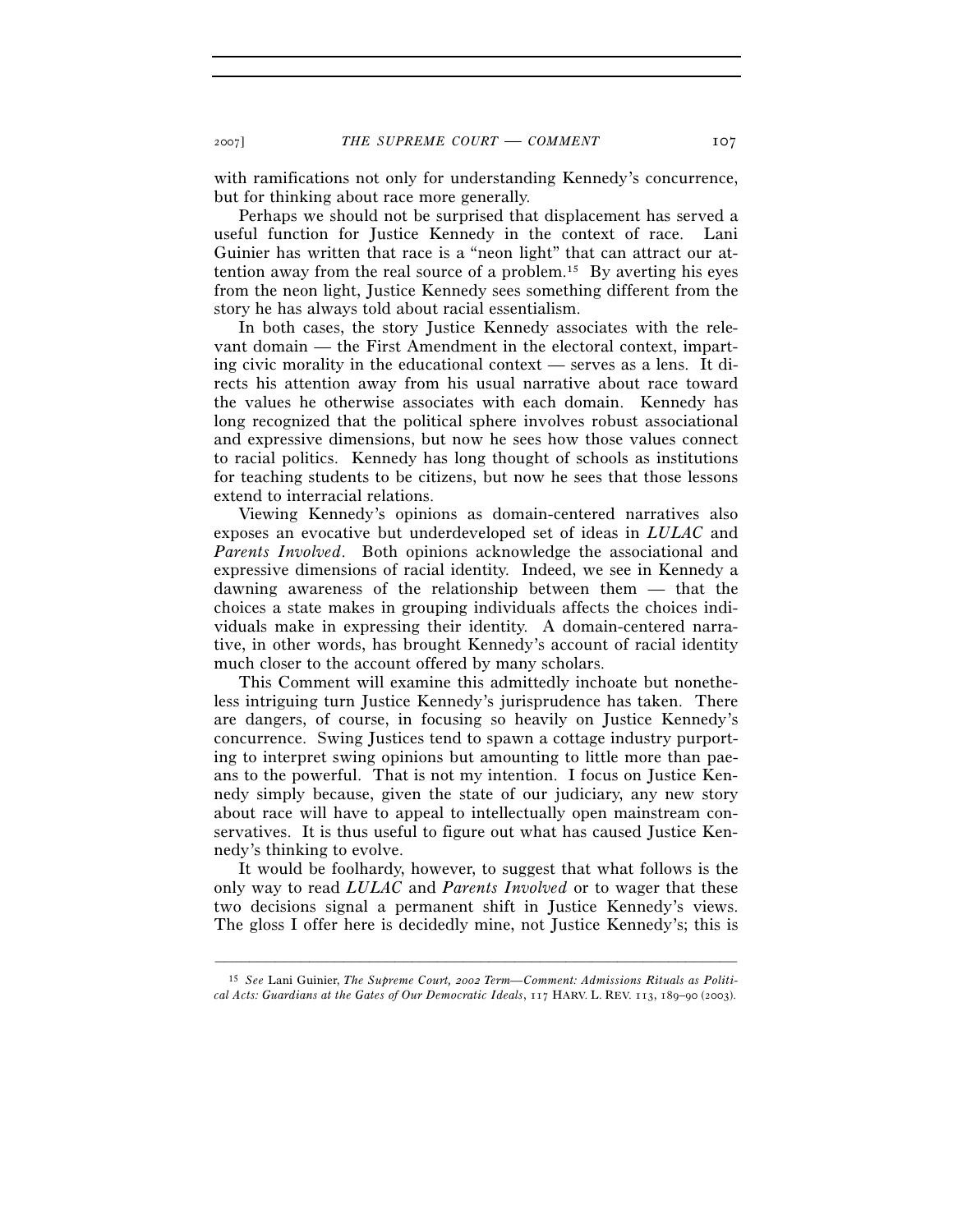with ramifications not only for understanding Kennedy's concurrence, but for thinking about race more generally.

Perhaps we should not be surprised that displacement has served a useful function for Justice Kennedy in the context of race. Lani Guinier has written that race is a "neon light" that can attract our attention away from the real source of a problem.[15] By averting his eyes from the neon light, Justice Kennedy sees something different from the story he has always told about racial essentialism.

In both cases, the story Justice Kennedy associates with the relevant domain — the First Amendment in the electoral context, imparting civic morality in the educational context — serves as a lens. It directs his attention away from his usual narrative about race toward the values he otherwise associates with each domain. Kennedy has long recognized that the political sphere involves robust associational and expressive dimensions, but now he sees how those values connect to racial politics. Kennedy has long thought of schools as institutions for teaching students to be citizens, but now he sees that those lessons extend to interracial relations.

Viewing Kennedy's opinions as domain-centered narratives also exposes an evocative but underdeveloped set of ideas in *LULAC* and *Parents Involved*. Both opinions acknowledge the associational and expressive dimensions of racial identity. Indeed, we see in Kennedy a dawning awareness of the relationship between them — that the choices a state makes in grouping individuals affects the choices individuals make in expressing their identity. A domain-centered narrative, in other words, has brought Kennedy's account of racial identity much closer to the account offered by many scholars.

This Comment will examine this admittedly inchoate but nonetheless intriguing turn Justice Kennedy's jurisprudence has taken. There are dangers, of course, in focusing so heavily on Justice Kennedy's concurrence. Swing Justices tend to spawn a cottage industry purporting to interpret swing opinions but amounting to little more than paeans to the powerful. That is not my intention. I focus on Justice Kennedy simply because, given the state of our judiciary, any new story about race will have to appeal to intellectually open mainstream conservatives. It is thus useful to figure out what has caused Justice Kennedy's thinking to evolve.

It would be foolhardy, however, to suggest that what follows is the only way to read *LULAC* and *Parents Involved* or to wager that these two decisions signal a permanent shift in Justice Kennedy's views. The gloss I offer here is decidedly mine, not Justice Kennedy's; this is

---

[15] *See* Lani Guinier, *The Supreme Court, 2002 Term—Comment: Admissions Rituals as Political Acts: Guardians at the Gates of Our Democratic Ideals*, 117 HARV. L. REV. 113, 189–90 (2003).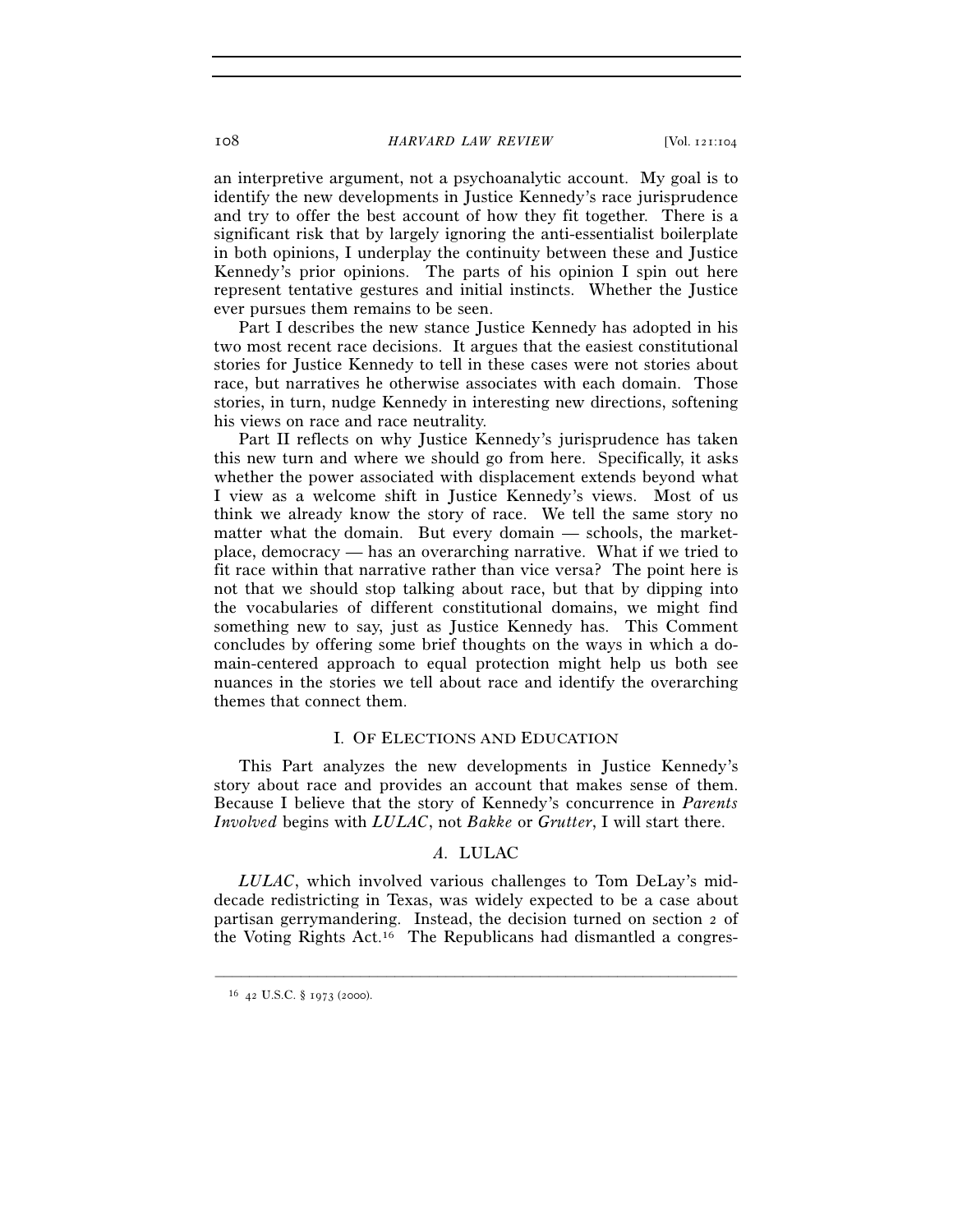an interpretive argument, not a psychoanalytic account. My goal is to identify the new developments in Justice Kennedy's race jurisprudence and try to offer the best account of how they fit together. There is a significant risk that by largely ignoring the anti-essentialist boilerplate in both opinions, I underplay the continuity between these and Justice Kennedy's prior opinions. The parts of his opinion I spin out here represent tentative gestures and initial instincts. Whether the Justice ever pursues them remains to be seen.

Part I describes the new stance Justice Kennedy has adopted in his two most recent race decisions. It argues that the easiest constitutional stories for Justice Kennedy to tell in these cases were not stories about race, but narratives he otherwise associates with each domain. Those stories, in turn, nudge Kennedy in interesting new directions, softening his views on race and race neutrality.

Part II reflects on why Justice Kennedy's jurisprudence has taken this new turn and where we should go from here. Specifically, it asks whether the power associated with displacement extends beyond what I view as a welcome shift in Justice Kennedy's views. Most of us think we already know the story of race. We tell the same story no matter what the domain. But every domain — schools, the marketplace, democracy — has an overarching narrative. What if we tried to fit race within that narrative rather than vice versa? The point here is not that we should stop talking about race, but that by dipping into the vocabularies of different constitutional domains, we might find something new to say, just as Justice Kennedy has. This Comment concludes by offering some brief thoughts on the ways in which a domain-centered approach to equal protection might help us both see nuances in the stories we tell about race and identify the overarching themes that connect them.

## I. OF ELECTIONS AND EDUCATION

This Part analyzes the new developments in Justice Kennedy's story about race and provides an account that makes sense of them. Because I believe that the story of Kennedy's concurrence in *Parents Involved* begins with *LULAC*, not *Bakke* or *Grutter*, I will start there.

### *A.* LULAC

*LULAC*, which involved various challenges to Tom DeLay's mid-decade redistricting in Texas, was widely expected to be a case about partisan gerrymandering. Instead, the decision turned on section 2 of the Voting Rights Act.[16] The Republicans had dismantled a congres-

---

[16] 42 U.S.C. § 1973 (2000).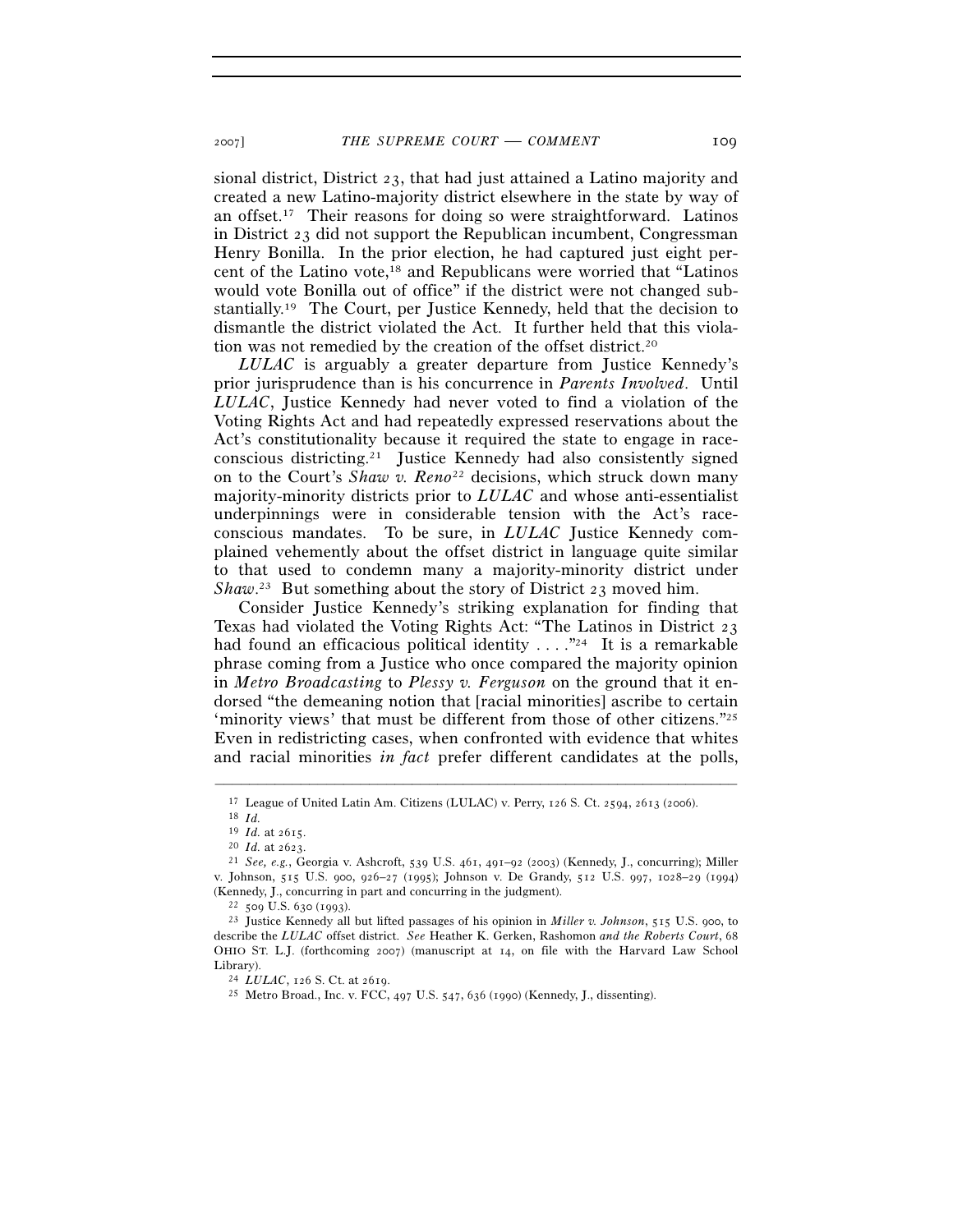sional district, District 23, that had just attained a Latino majority and created a new Latino-majority district elsewhere in the state by way of an offset.[17] Their reasons for doing so were straightforward. Latinos in District 23 did not support the Republican incumbent, Congressman Henry Bonilla. In the prior election, he had captured just eight percent of the Latino vote,[18] and Republicans were worried that "Latinos would vote Bonilla out of office" if the district were not changed substantially.[19] The Court, per Justice Kennedy, held that the decision to dismantle the district violated the Act. It further held that this violation was not remedied by the creation of the offset district.[20]

*LULAC* is arguably a greater departure from Justice Kennedy's prior jurisprudence than is his concurrence in *Parents Involved*. Until *LULAC*, Justice Kennedy had never voted to find a violation of the Voting Rights Act and had repeatedly expressed reservations about the Act's constitutionality because it required the state to engage in race-conscious districting.[21] Justice Kennedy had also consistently signed on to the Court's *Shaw v. Reno*[22] decisions, which struck down many majority-minority districts prior to *LULAC* and whose anti-essentialist underpinnings were in considerable tension with the Act's race-conscious mandates. To be sure, in *LULAC* Justice Kennedy complained vehemently about the offset district in language quite similar to that used to condemn many a majority-minority district under *Shaw*.[23] But something about the story of District 23 moved him.

Consider Justice Kennedy's striking explanation for finding that Texas had violated the Voting Rights Act: "The Latinos in District 23 had found an efficacious political identity . . . ."[24] It is a remarkable phrase coming from a Justice who once compared the majority opinion in *Metro Broadcasting* to *Plessy v. Ferguson* on the ground that it endorsed "the demeaning notion that [racial minorities] ascribe to certain 'minority views' that must be different from those of other citizens."[25] Even in redistricting cases, when confronted with evidence that whites and racial minorities *in fact* prefer different candidates at the polls,

---

[17] League of United Latin Am. Citizens (LULAC) v. Perry, 126 S. Ct. 2594, 2613 (2006).

[18] *Id.*

[19] *Id.* at 2615.

[20] *Id.* at 2623.

[21] *See, e.g.*, Georgia v. Ashcroft, 539 U.S. 461, 491–92 (2003) (Kennedy, J., concurring); Miller v. Johnson, 515 U.S. 900, 926–27 (1995); Johnson v. De Grandy, 512 U.S. 997, 1028–29 (1994) (Kennedy, J., concurring in part and concurring in the judgment).

[22] 509 U.S. 630 (1993).

[23] Justice Kennedy all but lifted passages of his opinion in *Miller v. Johnson*, 515 U.S. 900, to describe the *LULAC* offset district. *See* Heather K. Gerken, Rashomon *and the Roberts Court*, 68 OHIO ST. L.J. (forthcoming 2007) (manuscript at 14, on file with the Harvard Law School Library).

[24] *LULAC*, 126 S. Ct. at 2619.

[25] Metro Broad., Inc. v. FCC, 497 U.S. 547, 636 (1990) (Kennedy, J., dissenting).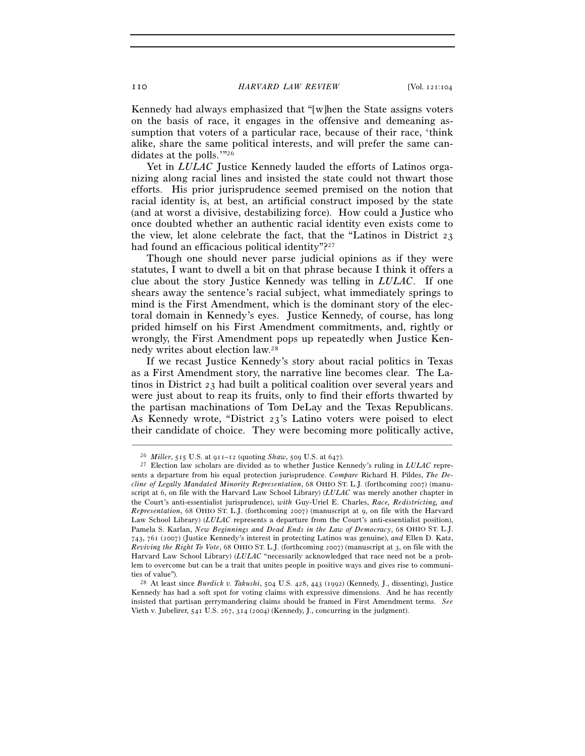Kennedy had always emphasized that "[w]hen the State assigns voters on the basis of race, it engages in the offensive and demeaning assumption that voters of a particular race, because of their race, 'think alike, share the same political interests, and will prefer the same candidates at the polls.'"[26]

Yet in *LULAC* Justice Kennedy lauded the efforts of Latinos organizing along racial lines and insisted the state could not thwart those efforts. His prior jurisprudence seemed premised on the notion that racial identity is, at best, an artificial construct imposed by the state (and at worst a divisive, destabilizing force). How could a Justice who once doubted whether an authentic racial identity even exists come to the view, let alone celebrate the fact, that the "Latinos in District 23 had found an efficacious political identity"?[27]

Though one should never parse judicial opinions as if they were statutes, I want to dwell a bit on that phrase because I think it offers a clue about the story Justice Kennedy was telling in *LULAC*. If one shears away the sentence's racial subject, what immediately springs to mind is the First Amendment, which is the dominant story of the electoral domain in Kennedy's eyes. Justice Kennedy, of course, has long prided himself on his First Amendment commitments, and, rightly or wrongly, the First Amendment pops up repeatedly when Justice Kennedy writes about election law.[28]

If we recast Justice Kennedy's story about racial politics in Texas as a First Amendment story, the narrative line becomes clear. The Latinos in District 23 had built a political coalition over several years and were just about to reap its fruits, only to find their efforts thwarted by the partisan machinations of Tom DeLay and the Texas Republicans. As Kennedy wrote, "District 23's Latino voters were poised to elect their candidate of choice. They were becoming more politically active,

---

[26] *Miller*, 515 U.S. at 911–12 (quoting *Shaw*, 509 U.S. at 647).

[27] Election law scholars are divided as to whether Justice Kennedy's ruling in *LULAC* represents a departure from his equal protection jurisprudence. *Compare* Richard H. Pildes, *The Decline of Legally Mandated Minority Representation*, 68 OHIO ST. L.J. (forthcoming 2007) (manuscript at 6, on file with the Harvard Law School Library) (*LULAC* was merely another chapter in the Court's anti-essentialist jurisprudence), *with* Guy-Uriel E. Charles, *Race, Redistricting, and Representation*, 68 OHIO ST. L.J. (forthcoming 2007) (manuscript at 9, on file with the Harvard Law School Library) (*LULAC* represents a departure from the Court's anti-essentialist position), Pamela S. Karlan, *New Beginnings and Dead Ends in the Law of Democracy*, 68 OHIO ST. L.J. 743, 761 (2007) (Justice Kennedy's interest in protecting Latinos was genuine), *and* Ellen D. Katz, *Reviving the Right To Vote*, 68 OHIO ST. L.J. (forthcoming 2007) (manuscript at 3, on file with the Harvard Law School Library) (*LULAC* "necessarily acknowledged that race need not be a problem to overcome but can be a trait that unites people in positive ways and gives rise to communities of value").

[28] At least since *Burdick v. Takushi*, 504 U.S. 428, 443 (1992) (Kennedy, J., dissenting), Justice Kennedy has had a soft spot for voting claims with expressive dimensions. And he has recently insisted that partisan gerrymandering claims should be framed in First Amendment terms. *See* Vieth v. Jubelirer, 541 U.S. 267, 314 (2004) (Kennedy, J., concurring in the judgment).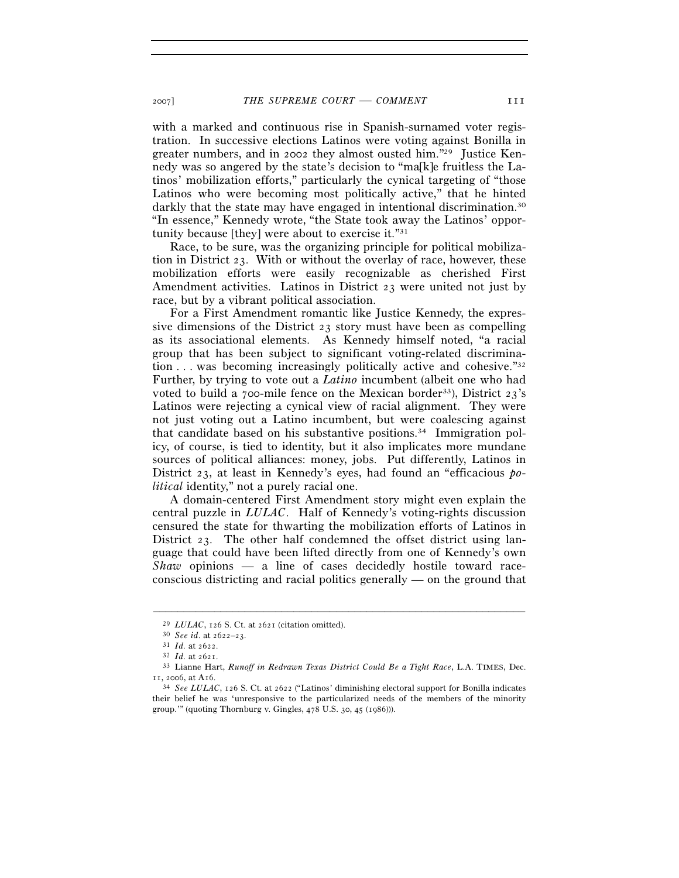with a marked and continuous rise in Spanish-surnamed voter registration. In successive elections Latinos were voting against Bonilla in greater numbers, and in 2002 they almost ousted him."[29] Justice Kennedy was so angered by the state's decision to "ma[k]e fruitless the Latinos' mobilization efforts," particularly the cynical targeting of "those Latinos who were becoming most politically active," that he hinted darkly that the state may have engaged in intentional discrimination.[30] "In essence," Kennedy wrote, "the State took away the Latinos' opportunity because [they] were about to exercise it."[31]

Race, to be sure, was the organizing principle for political mobilization in District 23. With or without the overlay of race, however, these mobilization efforts were easily recognizable as cherished First Amendment activities. Latinos in District 23 were united not just by race, but by a vibrant political association.

For a First Amendment romantic like Justice Kennedy, the expressive dimensions of the District 23 story must have been as compelling as its associational elements. As Kennedy himself noted, "a racial group that has been subject to significant voting-related discrimination . . . was becoming increasingly politically active and cohesive."[32] Further, by trying to vote out a *Latino* incumbent (albeit one who had voted to build a 700-mile fence on the Mexican border[33]), District 23's Latinos were rejecting a cynical view of racial alignment. They were not just voting out a Latino incumbent, but were coalescing against that candidate based on his substantive positions.[34] Immigration policy, of course, is tied to identity, but it also implicates more mundane sources of political alliances: money, jobs. Put differently, Latinos in District 23, at least in Kennedy's eyes, had found an "efficacious *political* identity," not a purely racial one.

A domain-centered First Amendment story might even explain the central puzzle in *LULAC*. Half of Kennedy's voting-rights discussion censured the state for thwarting the mobilization efforts of Latinos in District 23. The other half condemned the offset district using language that could have been lifted directly from one of Kennedy's own *Shaw* opinions — a line of cases decidedly hostile toward race-conscious districting and racial politics generally — on the ground that

---

[29] *LULAC*, 126 S. Ct. at 2621 (citation omitted).

[30] *See id.* at 2622–23.

[31] *Id.* at 2622.

[32] *Id.* at 2621.

[33] Lianne Hart, *Runoff in Redrawn Texas District Could Be a Tight Race*, L.A. TIMES, Dec. 11, 2006, at A16.

[34] *See LULAC*, 126 S. Ct. at 2622 ("Latinos' diminishing electoral support for Bonilla indicates their belief he was 'unresponsive to the particularized needs of the members of the minority group.'" (quoting Thornburg v. Gingles, 478 U.S. 30, 45 (1986))).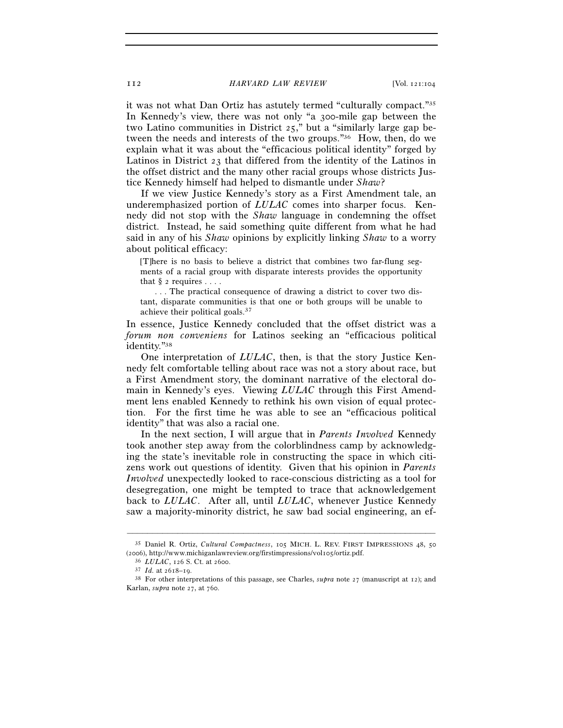it was not what Dan Ortiz has astutely termed "culturally compact."[35] In Kennedy's view, there was not only "a 300-mile gap between the two Latino communities in District 25," but a "similarly large gap between the needs and interests of the two groups."[36] How, then, do we explain what it was about the "efficacious political identity" forged by Latinos in District 23 that differed from the identity of the Latinos in the offset district and the many other racial groups whose districts Justice Kennedy himself had helped to dismantle under *Shaw*?

If we view Justice Kennedy's story as a First Amendment tale, an underemphasized portion of *LULAC* comes into sharper focus. Kennedy did not stop with the *Shaw* language in condemning the offset district. Instead, he said something quite different from what he had said in any of his *Shaw* opinions by explicitly linking *Shaw* to a worry about political efficacy:

> [T]here is no basis to believe a district that combines two far-flung segments of a racial group with disparate interests provides the opportunity that § 2 requires . . . .
>
> . . . The practical consequence of drawing a district to cover two distant, disparate communities is that one or both groups will be unable to achieve their political goals.[37]

In essence, Justice Kennedy concluded that the offset district was a *forum non conveniens* for Latinos seeking an "efficacious political identity."[38]

One interpretation of *LULAC*, then, is that the story Justice Kennedy felt comfortable telling about race was not a story about race, but a First Amendment story, the dominant narrative of the electoral domain in Kennedy's eyes. Viewing *LULAC* through this First Amendment lens enabled Kennedy to rethink his own vision of equal protection. For the first time he was able to see an "efficacious political identity" that was also a racial one.

In the next section, I will argue that in *Parents Involved* Kennedy took another step away from the colorblindness camp by acknowledging the state's inevitable role in constructing the space in which citizens work out questions of identity. Given that his opinion in *Parents Involved* unexpectedly looked to race-conscious districting as a tool for desegregation, one might be tempted to trace that acknowledgement back to *LULAC*. After all, until *LULAC*, whenever Justice Kennedy saw a majority-minority district, he saw bad social engineering, an ef-

---

[35] Daniel R. Ortiz, *Cultural Compactness*, 105 MICH. L. REV. FIRST IMPRESSIONS 48, 50 (2006), http://www.michiganlawreview.org/firstimpressions/vol105/ortiz.pdf.

[36] *LULAC*, 126 S. Ct. at 2600.

[37] *Id.* at 2618–19.

[38] For other interpretations of this passage, see Charles, *supra* note 27 (manuscript at 12); and Karlan, *supra* note 27, at 760.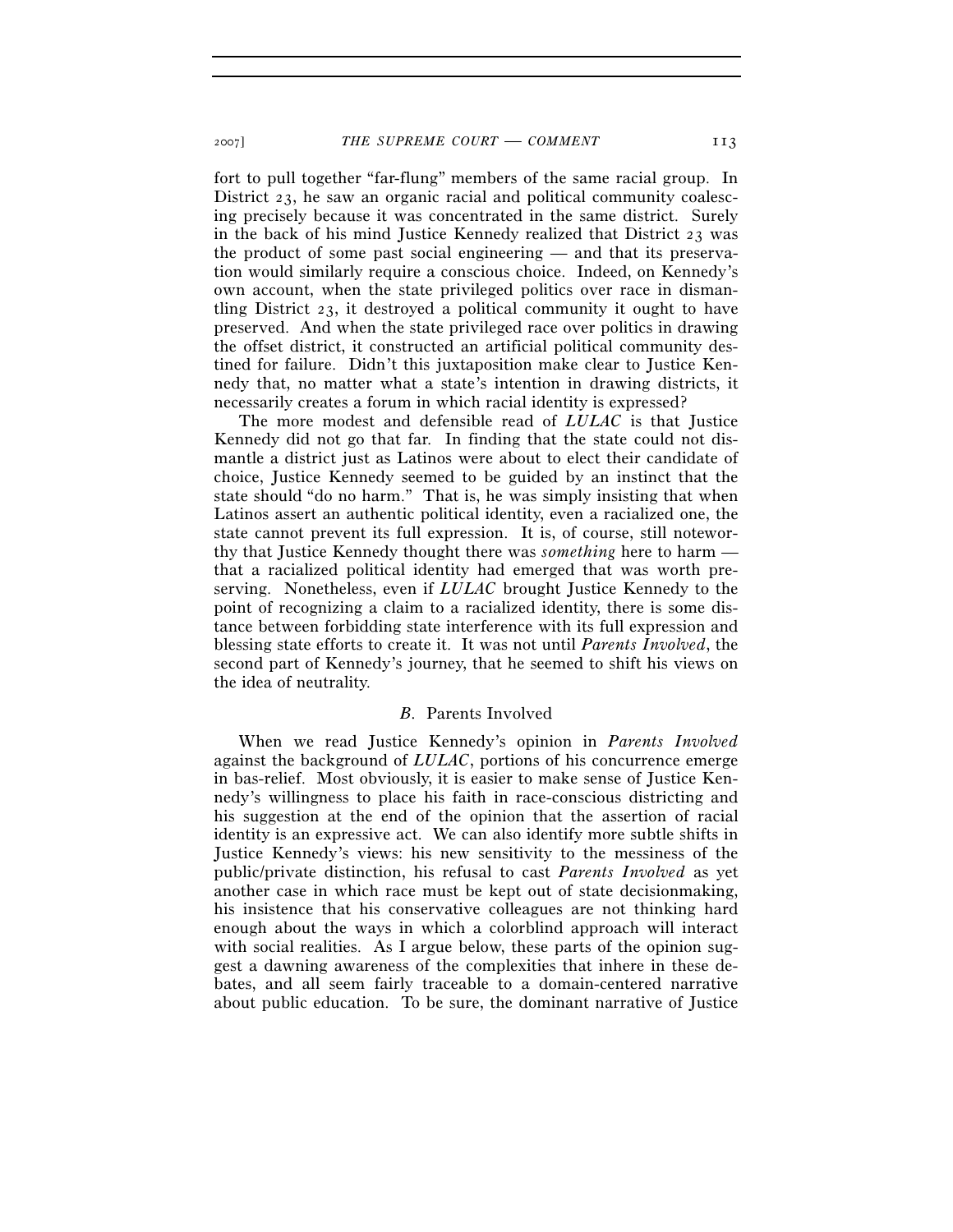fort to pull together "far-flung" members of the same racial group. In District 23, he saw an organic racial and political community coalescing precisely because it was concentrated in the same district. Surely in the back of his mind Justice Kennedy realized that District 23 was the product of some past social engineering — and that its preservation would similarly require a conscious choice. Indeed, on Kennedy's own account, when the state privileged politics over race in dismantling District 23, it destroyed a political community it ought to have preserved. And when the state privileged race over politics in drawing the offset district, it constructed an artificial political community destined for failure. Didn't this juxtaposition make clear to Justice Kennedy that, no matter what a state's intention in drawing districts, it necessarily creates a forum in which racial identity is expressed?

The more modest and defensible read of *LULAC* is that Justice Kennedy did not go that far. In finding that the state could not dismantle a district just as Latinos were about to elect their candidate of choice, Justice Kennedy seemed to be guided by an instinct that the state should "do no harm." That is, he was simply insisting that when Latinos assert an authentic political identity, even a racialized one, the state cannot prevent its full expression. It is, of course, still noteworthy that Justice Kennedy thought there was *something* here to harm — that a racialized political identity had emerged that was worth preserving. Nonetheless, even if *LULAC* brought Justice Kennedy to the point of recognizing a claim to a racialized identity, there is some distance between forbidding state interference with its full expression and blessing state efforts to create it. It was not until *Parents Involved*, the second part of Kennedy's journey, that he seemed to shift his views on the idea of neutrality.

### *B.* Parents Involved

When we read Justice Kennedy's opinion in *Parents Involved* against the background of *LULAC*, portions of his concurrence emerge in bas-relief. Most obviously, it is easier to make sense of Justice Kennedy's willingness to place his faith in race-conscious districting and his suggestion at the end of the opinion that the assertion of racial identity is an expressive act. We can also identify more subtle shifts in Justice Kennedy's views: his new sensitivity to the messiness of the public/private distinction, his refusal to cast *Parents Involved* as yet another case in which race must be kept out of state decisionmaking, his insistence that his conservative colleagues are not thinking hard enough about the ways in which a colorblind approach will interact with social realities. As I argue below, these parts of the opinion suggest a dawning awareness of the complexities that inhere in these debates, and all seem fairly traceable to a domain-centered narrative about public education. To be sure, the dominant narrative of Justice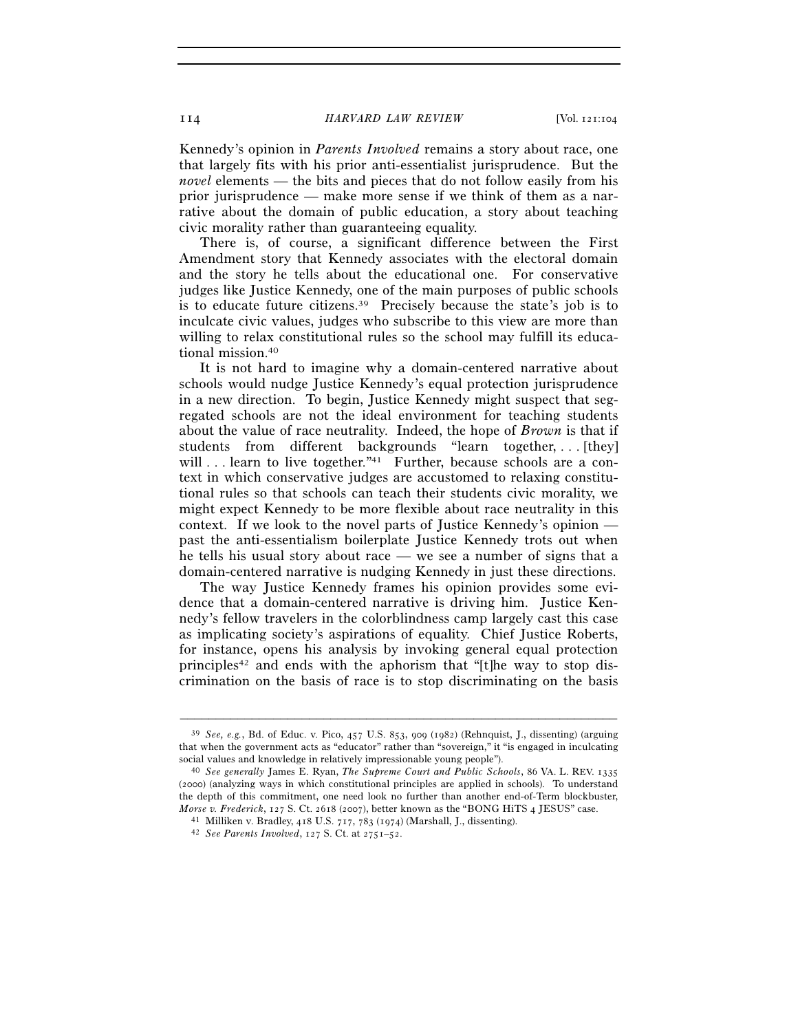Kennedy's opinion in *Parents Involved* remains a story about race, one that largely fits with his prior anti-essentialist jurisprudence. But the *novel* elements — the bits and pieces that do not follow easily from his prior jurisprudence — make more sense if we think of them as a narrative about the domain of public education, a story about teaching civic morality rather than guaranteeing equality.

There is, of course, a significant difference between the First Amendment story that Kennedy associates with the electoral domain and the story he tells about the educational one. For conservative judges like Justice Kennedy, one of the main purposes of public schools is to educate future citizens.[39] Precisely because the state's job is to inculcate civic values, judges who subscribe to this view are more than willing to relax constitutional rules so the school may fulfill its educational mission.[40]

It is not hard to imagine why a domain-centered narrative about schools would nudge Justice Kennedy's equal protection jurisprudence in a new direction. To begin, Justice Kennedy might suspect that segregated schools are not the ideal environment for teaching students about the value of race neutrality. Indeed, the hope of *Brown* is that if students from different backgrounds "learn together, . . . [they] will . . . learn to live together."[41] Further, because schools are a context in which conservative judges are accustomed to relaxing constitutional rules so that schools can teach their students civic morality, we might expect Kennedy to be more flexible about race neutrality in this context. If we look to the novel parts of Justice Kennedy's opinion — past the anti-essentialism boilerplate Justice Kennedy trots out when he tells his usual story about race — we see a number of signs that a domain-centered narrative is nudging Kennedy in just these directions.

The way Justice Kennedy frames his opinion provides some evidence that a domain-centered narrative is driving him. Justice Kennedy's fellow travelers in the colorblindness camp largely cast this case as implicating society's aspirations of equality. Chief Justice Roberts, for instance, opens his analysis by invoking general equal protection principles[42] and ends with the aphorism that "[t]he way to stop discrimination on the basis of race is to stop discriminating on the basis

---

[39] *See, e.g.*, Bd. of Educ. v. Pico, 457 U.S. 853, 909 (1982) (Rehnquist, J., dissenting) (arguing that when the government acts as "educator" rather than "sovereign," it "is engaged in inculcating social values and knowledge in relatively impressionable young people").

[40] *See generally* James E. Ryan, *The Supreme Court and Public Schools*, 86 VA. L. REV. 1335 (2000) (analyzing ways in which constitutional principles are applied in schools). To understand the depth of this commitment, one need look no further than another end-of-Term blockbuster, *Morse v. Frederick*, 127 S. Ct. 2618 (2007), better known as the "BONG HiTS 4 JESUS" case.

[41] Milliken v. Bradley, 418 U.S. 717, 783 (1974) (Marshall, J., dissenting).

[42] *See Parents Involved*, 127 S. Ct. at 2751–52.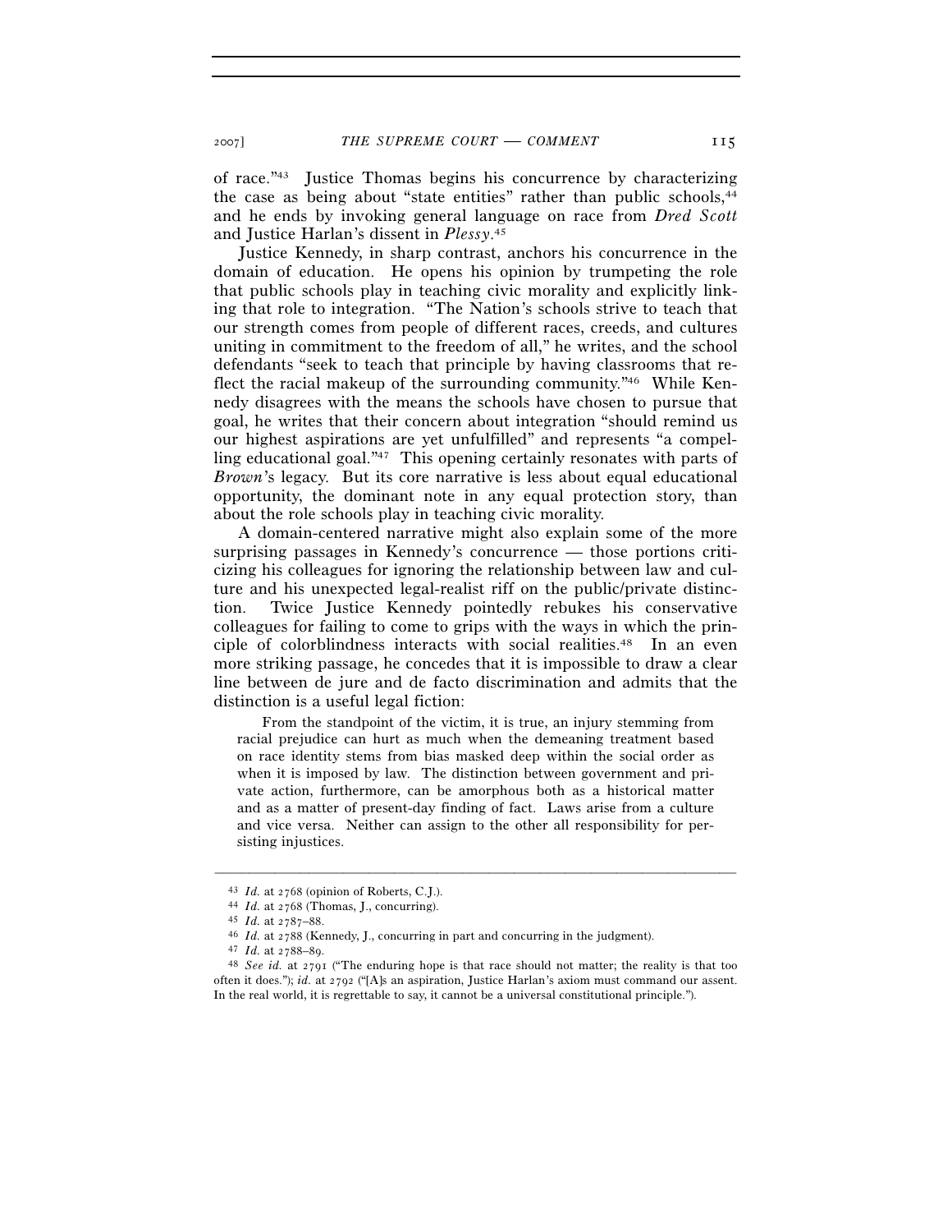of race."[43] Justice Thomas begins his concurrence by characterizing the case as being about "state entities" rather than public schools,[44] and he ends by invoking general language on race from *Dred Scott* and Justice Harlan's dissent in *Plessy*.[45]

Justice Kennedy, in sharp contrast, anchors his concurrence in the domain of education. He opens his opinion by trumpeting the role that public schools play in teaching civic morality and explicitly linking that role to integration. "The Nation's schools strive to teach that our strength comes from people of different races, creeds, and cultures uniting in commitment to the freedom of all," he writes, and the school defendants "seek to teach that principle by having classrooms that reflect the racial makeup of the surrounding community."[46] While Kennedy disagrees with the means the schools have chosen to pursue that goal, he writes that their concern about integration "should remind us our highest aspirations are yet unfulfilled" and represents "a compelling educational goal."[47] This opening certainly resonates with parts of *Brown*'s legacy. But its core narrative is less about equal educational opportunity, the dominant note in any equal protection story, than about the role schools play in teaching civic morality.

A domain-centered narrative might also explain some of the more surprising passages in Kennedy's concurrence — those portions criticizing his colleagues for ignoring the relationship between law and culture and his unexpected legal-realist riff on the public/private distinction. Twice Justice Kennedy pointedly rebukes his conservative colleagues for failing to come to grips with the ways in which the principle of colorblindness interacts with social realities.[48] In an even more striking passage, he concedes that it is impossible to draw a clear line between de jure and de facto discrimination and admits that the distinction is a useful legal fiction:

> From the standpoint of the victim, it is true, an injury stemming from racial prejudice can hurt as much when the demeaning treatment based on race identity stems from bias masked deep within the social order as when it is imposed by law. The distinction between government and private action, furthermore, can be amorphous both as a historical matter and as a matter of present-day finding of fact. Laws arise from a culture and vice versa. Neither can assign to the other all responsibility for persisting injustices.

---

[43] *Id.* at 2768 (opinion of Roberts, C.J.).

[44] *Id.* at 2768 (Thomas, J., concurring).

[45] *Id.* at 2787–88.

[46] *Id.* at 2788 (Kennedy, J., concurring in part and concurring in the judgment).

[47] *Id.* at 2788–89.

[48] *See id.* at 2791 ("The enduring hope is that race should not matter; the reality is that too often it does."); *id.* at 2792 ("[A]s an aspiration, Justice Harlan's axiom must command our assent. In the real world, it is regrettable to say, it cannot be a universal constitutional principle.").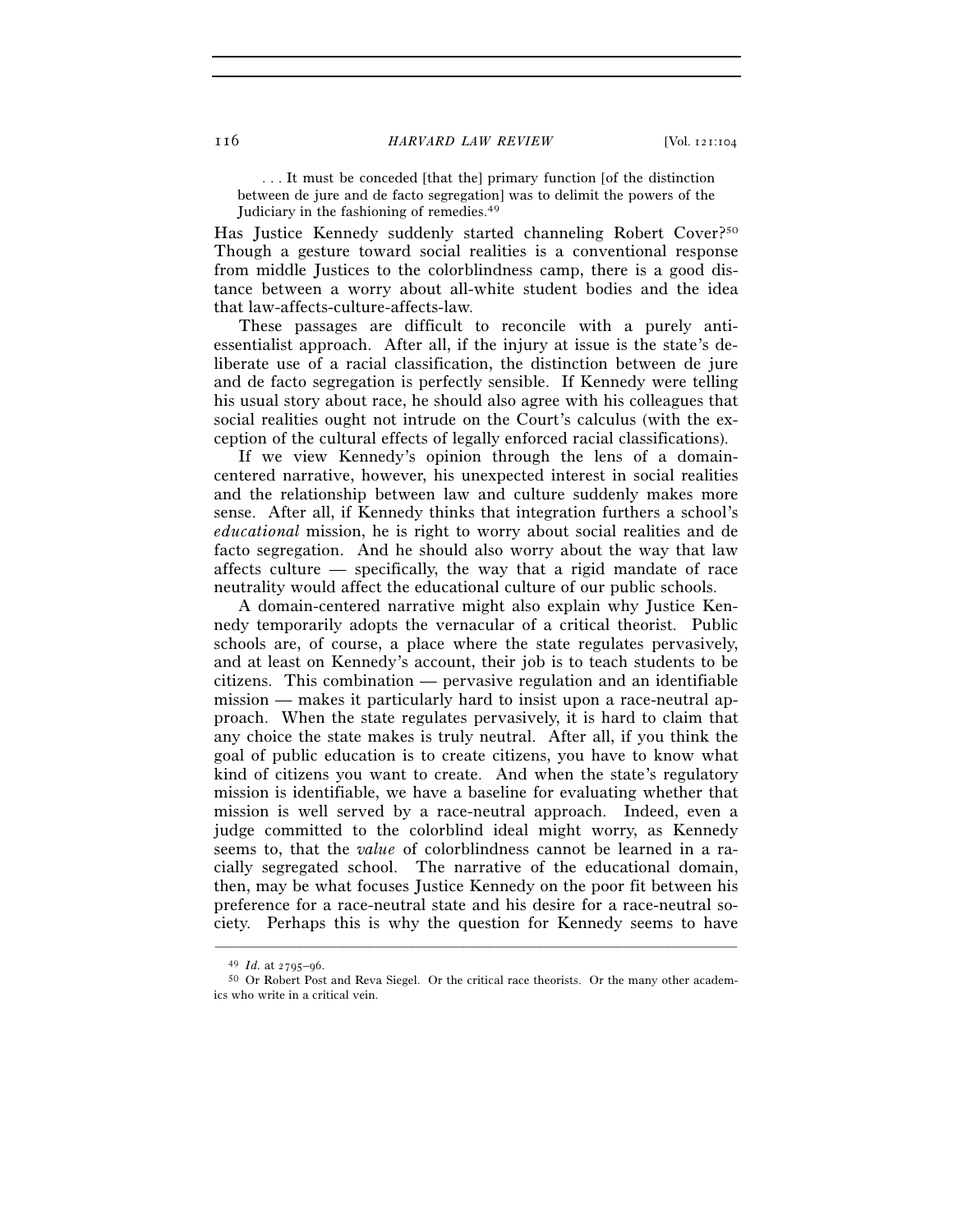> . . . It must be conceded [that the] primary function [of the distinction between de jure and de facto segregation] was to delimit the powers of the Judiciary in the fashioning of remedies.[49]

Has Justice Kennedy suddenly started channeling Robert Cover?[50] Though a gesture toward social realities is a conventional response from middle Justices to the colorblindness camp, there is a good distance between a worry about all-white student bodies and the idea that law-affects-culture-affects-law.

These passages are difficult to reconcile with a purely anti-essentialist approach. After all, if the injury at issue is the state's deliberate use of a racial classification, the distinction between de jure and de facto segregation is perfectly sensible. If Kennedy were telling his usual story about race, he should also agree with his colleagues that social realities ought not intrude on the Court's calculus (with the exception of the cultural effects of legally enforced racial classifications).

If we view Kennedy's opinion through the lens of a domain-centered narrative, however, his unexpected interest in social realities and the relationship between law and culture suddenly makes more sense. After all, if Kennedy thinks that integration furthers a school's *educational* mission, he is right to worry about social realities and de facto segregation. And he should also worry about the way that law affects culture — specifically, the way that a rigid mandate of race neutrality would affect the educational culture of our public schools.

A domain-centered narrative might also explain why Justice Kennedy temporarily adopts the vernacular of a critical theorist. Public schools are, of course, a place where the state regulates pervasively, and at least on Kennedy's account, their job is to teach students to be citizens. This combination — pervasive regulation and an identifiable mission — makes it particularly hard to insist upon a race-neutral approach. When the state regulates pervasively, it is hard to claim that any choice the state makes is truly neutral. After all, if you think the goal of public education is to create citizens, you have to know what kind of citizens you want to create. And when the state's regulatory mission is identifiable, we have a baseline for evaluating whether that mission is well served by a race-neutral approach. Indeed, even a judge committed to the colorblind ideal might worry, as Kennedy seems to, that the *value* of colorblindness cannot be learned in a racially segregated school. The narrative of the educational domain, then, may be what focuses Justice Kennedy on the poor fit between his preference for a race-neutral state and his desire for a race-neutral society. Perhaps this is why the question for Kennedy seems to have

---

[49] *Id.* at 2795–96.

[50] Or Robert Post and Reva Siegel. Or the critical race theorists. Or the many other academics who write in a critical vein.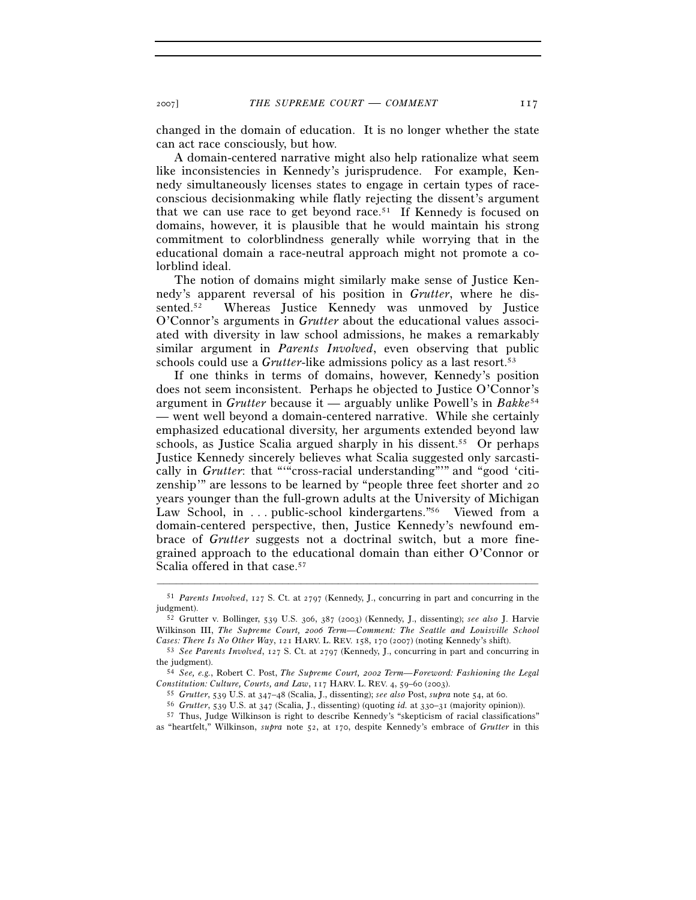changed in the domain of education. It is no longer whether the state can act race consciously, but how.

A domain-centered narrative might also help rationalize what seem like inconsistencies in Kennedy's jurisprudence. For example, Kennedy simultaneously licenses states to engage in certain types of race-conscious decisionmaking while flatly rejecting the dissent's argument that we can use race to get beyond race.[51] If Kennedy is focused on domains, however, it is plausible that he would maintain his strong commitment to colorblindness generally while worrying that in the educational domain a race-neutral approach might not promote a colorblind ideal.

The notion of domains might similarly make sense of Justice Kennedy's apparent reversal of his position in *Grutter*, where he dissented.[52] Whereas Justice Kennedy was unmoved by Justice O'Connor's arguments in *Grutter* about the educational values associated with diversity in law school admissions, he makes a remarkably similar argument in *Parents Involved*, even observing that public schools could use a *Grutter*-like admissions policy as a last resort.[53]

If one thinks in terms of domains, however, Kennedy's position does not seem inconsistent. Perhaps he objected to Justice O'Connor's argument in *Grutter* because it — arguably unlike Powell's in *Bakke*[54] — went well beyond a domain-centered narrative. While she certainly emphasized educational diversity, her arguments extended beyond law schools, as Justice Scalia argued sharply in his dissent.[55] Or perhaps Justice Kennedy sincerely believes what Scalia suggested only sarcastically in *Grutter*: that "'"cross-racial understanding"'" and "good 'citizenship'" are lessons to be learned by "people three feet shorter and 20 years younger than the full-grown adults at the University of Michigan Law School, in . . . public-school kindergartens."[56] Viewed from a domain-centered perspective, then, Justice Kennedy's newfound embrace of *Grutter* suggests not a doctrinal switch, but a more fine-grained approach to the educational domain than either O'Connor or Scalia offered in that case.[57]

---

[51] *Parents Involved*, 127 S. Ct. at 2797 (Kennedy, J., concurring in part and concurring in the judgment).

[52] Grutter v. Bollinger, 539 U.S. 306, 387 (2003) (Kennedy, J., dissenting); *see also* J. Harvie Wilkinson III, *The Supreme Court, 2006 Term—Comment: The Seattle and Louisville School Cases: There Is No Other Way*, 121 HARV. L. REV. 158, 170 (2007) (noting Kennedy's shift).

[53] *See Parents Involved*, 127 S. Ct. at 2797 (Kennedy, J., concurring in part and concurring in the judgment).

[54] *See, e.g.*, Robert C. Post, *The Supreme Court, 2002 Term—Foreword: Fashioning the Legal Constitution: Culture, Courts, and Law*, 117 HARV. L. REV. 4, 59–60 (2003).

[55] *Grutter*, 539 U.S. at 347–48 (Scalia, J., dissenting); *see also* Post, *supra* note 54, at 60.

[56] *Grutter*, 539 U.S. at 347 (Scalia, J., dissenting) (quoting *id.* at 330–31 (majority opinion)).

[57] Thus, Judge Wilkinson is right to describe Kennedy's "skepticism of racial classifications" as "heartfelt," Wilkinson, *supra* note 52, at 170, despite Kennedy's embrace of *Grutter* in this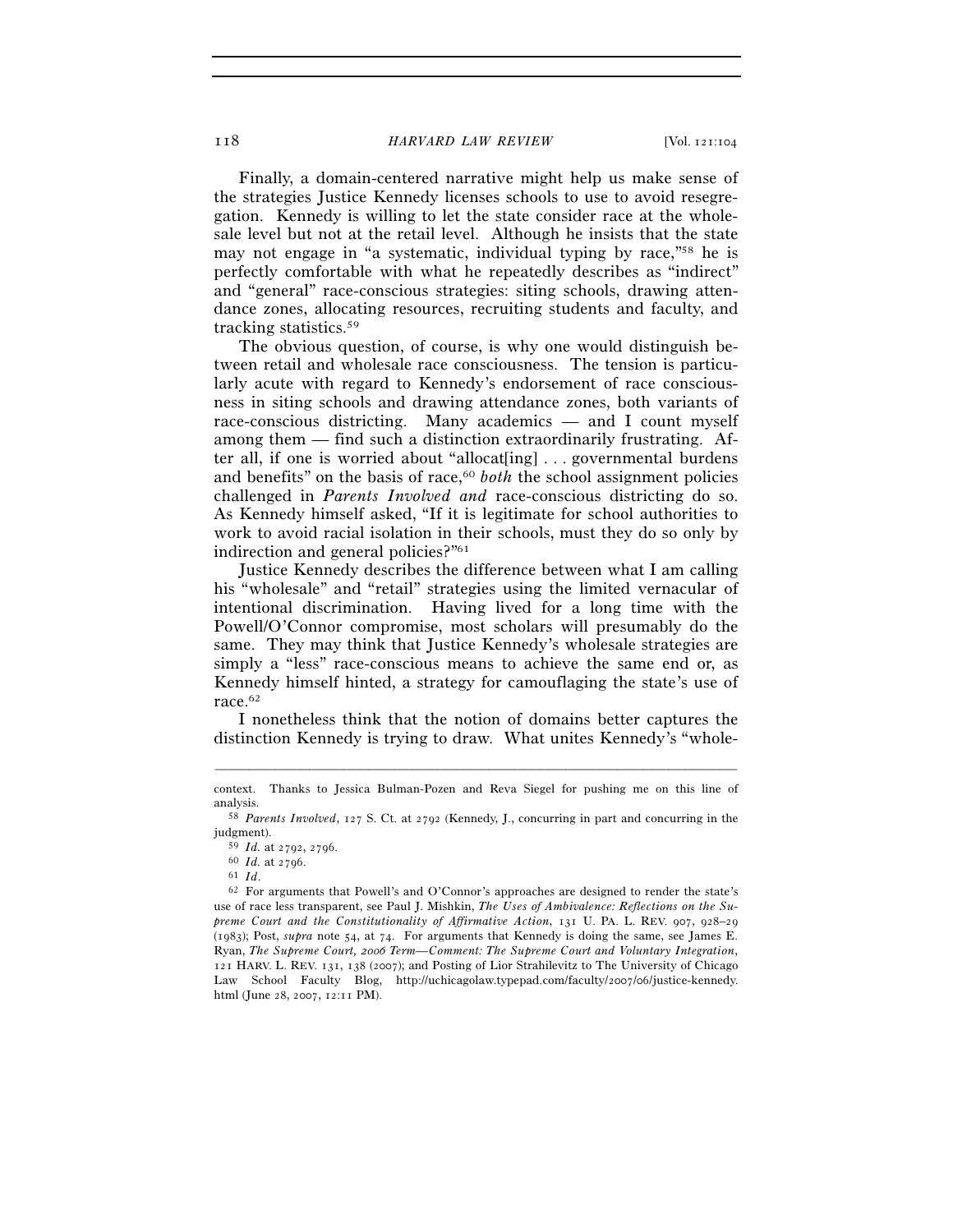Finally, a domain-centered narrative might help us make sense of the strategies Justice Kennedy licenses schools to use to avoid resegregation. Kennedy is willing to let the state consider race at the wholesale level but not at the retail level. Although he insists that the state may not engage in "a systematic, individual typing by race,"[58] he is perfectly comfortable with what he repeatedly describes as "indirect" and "general" race-conscious strategies: siting schools, drawing attendance zones, allocating resources, recruiting students and faculty, and tracking statistics.[59]

The obvious question, of course, is why one would distinguish between retail and wholesale race consciousness. The tension is particularly acute with regard to Kennedy's endorsement of race consciousness in siting schools and drawing attendance zones, both variants of race-conscious districting. Many academics — and I count myself among them — find such a distinction extraordinarily frustrating. After all, if one is worried about "allocat[ing] . . . governmental burdens and benefits" on the basis of race,[60] *both* the school assignment policies challenged in *Parents Involved and* race-conscious districting do so. As Kennedy himself asked, "If it is legitimate for school authorities to work to avoid racial isolation in their schools, must they do so only by indirection and general policies?"[61]

Justice Kennedy describes the difference between what I am calling his "wholesale" and "retail" strategies using the limited vernacular of intentional discrimination. Having lived for a long time with the Powell/O'Connor compromise, most scholars will presumably do the same. They may think that Justice Kennedy's wholesale strategies are simply a "less" race-conscious means to achieve the same end or, as Kennedy himself hinted, a strategy for camouflaging the state's use of race.[62]

I nonetheless think that the notion of domains better captures the distinction Kennedy is trying to draw. What unites Kennedy's "whole-

---

context. Thanks to Jessica Bulman-Pozen and Reva Siegel for pushing me on this line of analysis.

[58] *Parents Involved*, 127 S. Ct. at 2792 (Kennedy, J., concurring in part and concurring in the judgment).

[59] *Id.* at 2792, 2796.

[60] *Id.* at 2796.

[61] *Id.*

[62] For arguments that Powell's and O'Connor's approaches are designed to render the state's use of race less transparent, see Paul J. Mishkin, *The Uses of Ambivalence: Reflections on the Supreme Court and the Constitutionality of Affirmative Action*, 131 U. PA. L. REV. 907, 928–29 (1983); Post, *supra* note 54, at 74. For arguments that Kennedy is doing the same, see James E. Ryan, *The Supreme Court, 2006 Term—Comment: The Supreme Court and Voluntary Integration*, 121 HARV. L. REV. 131, 138 (2007); and Posting of Lior Strahilevitz to The University of Chicago Law School Faculty Blog, http://uchicagolaw.typepad.com/faculty/2007/06/justice-kennedy.html (June 28, 2007, 12:11 PM).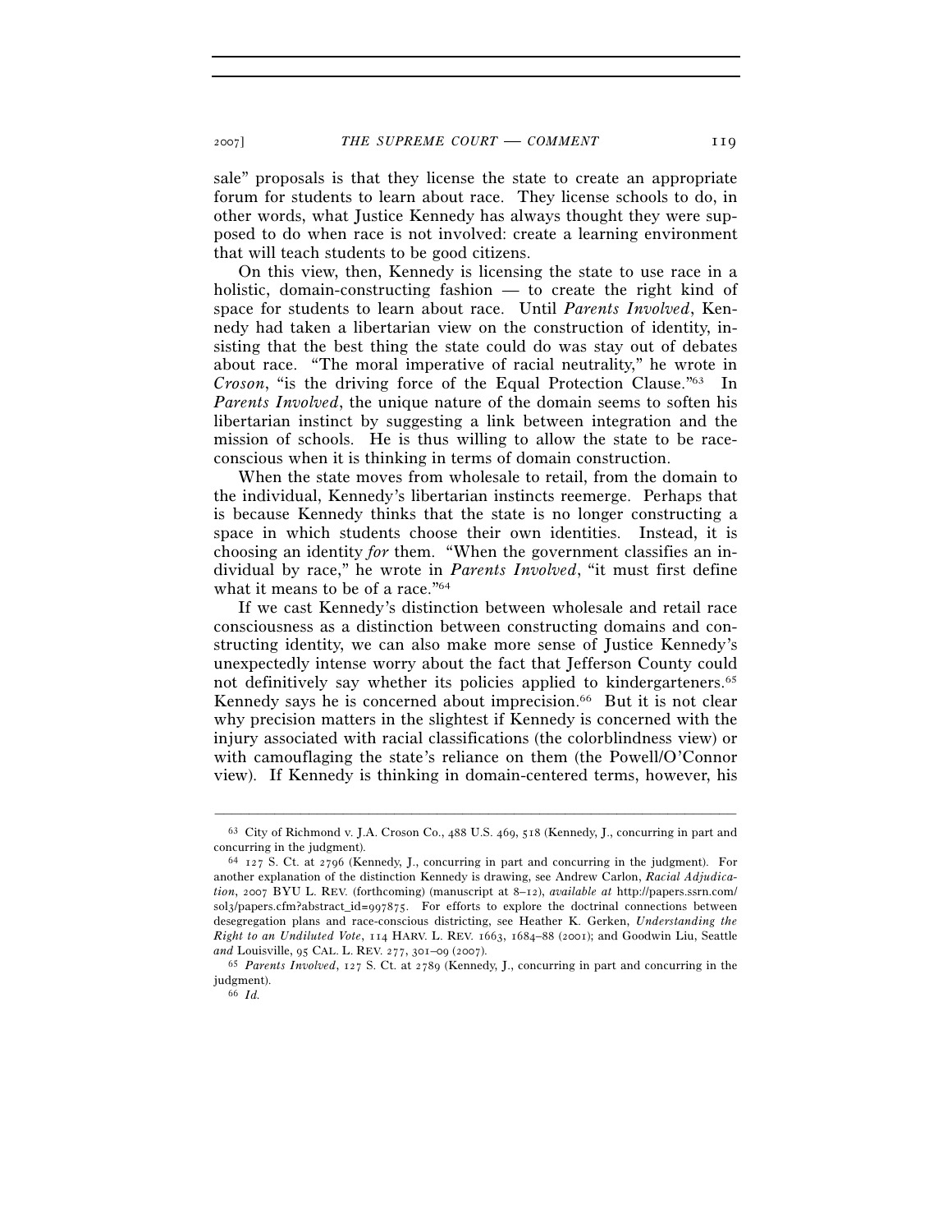sale" proposals is that they license the state to create an appropriate forum for students to learn about race. They license schools to do, in other words, what Justice Kennedy has always thought they were supposed to do when race is not involved: create a learning environment that will teach students to be good citizens.

On this view, then, Kennedy is licensing the state to use race in a holistic, domain-constructing fashion — to create the right kind of space for students to learn about race. Until *Parents Involved*, Kennedy had taken a libertarian view on the construction of identity, insisting that the best thing the state could do was stay out of debates about race. "The moral imperative of racial neutrality," he wrote in *Croson*, "is the driving force of the Equal Protection Clause."[63] In *Parents Involved*, the unique nature of the domain seems to soften his libertarian instinct by suggesting a link between integration and the mission of schools. He is thus willing to allow the state to be race-conscious when it is thinking in terms of domain construction.

When the state moves from wholesale to retail, from the domain to the individual, Kennedy's libertarian instincts reemerge. Perhaps that is because Kennedy thinks that the state is no longer constructing a space in which students choose their own identities. Instead, it is choosing an identity *for* them. "When the government classifies an individual by race," he wrote in *Parents Involved*, "it must first define what it means to be of a race."[64]

If we cast Kennedy's distinction between wholesale and retail race consciousness as a distinction between constructing domains and constructing identity, we can also make more sense of Justice Kennedy's unexpectedly intense worry about the fact that Jefferson County could not definitively say whether its policies applied to kindergarteners.[65] Kennedy says he is concerned about imprecision.[66] But it is not clear why precision matters in the slightest if Kennedy is concerned with the injury associated with racial classifications (the colorblindness view) or with camouflaging the state's reliance on them (the Powell/O'Connor view). If Kennedy is thinking in domain-centered terms, however, his

---

[63] City of Richmond v. J.A. Croson Co., 488 U.S. 469, 518 (Kennedy, J., concurring in part and concurring in the judgment).

[64] 127 S. Ct. at 2796 (Kennedy, J., concurring in part and concurring in the judgment). For another explanation of the distinction Kennedy is drawing, see Andrew Carlon, *Racial Adjudication*, 2007 BYU L. REV. (forthcoming) (manuscript at 8–12), *available at* http://papers.ssrn.com/sol3/papers.cfm?abstract_id=997875. For efforts to explore the doctrinal connections between desegregation plans and race-conscious districting, see Heather K. Gerken, *Understanding the Right to an Undiluted Vote*, 114 HARV. L. REV. 1663, 1684–88 (2001); and Goodwin Liu, Seattle *and* Louisville, 95 CAL. L. REV. 277, 301–09 (2007).

[65] *Parents Involved*, 127 S. Ct. at 2789 (Kennedy, J., concurring in part and concurring in the judgment).

[66] *Id.*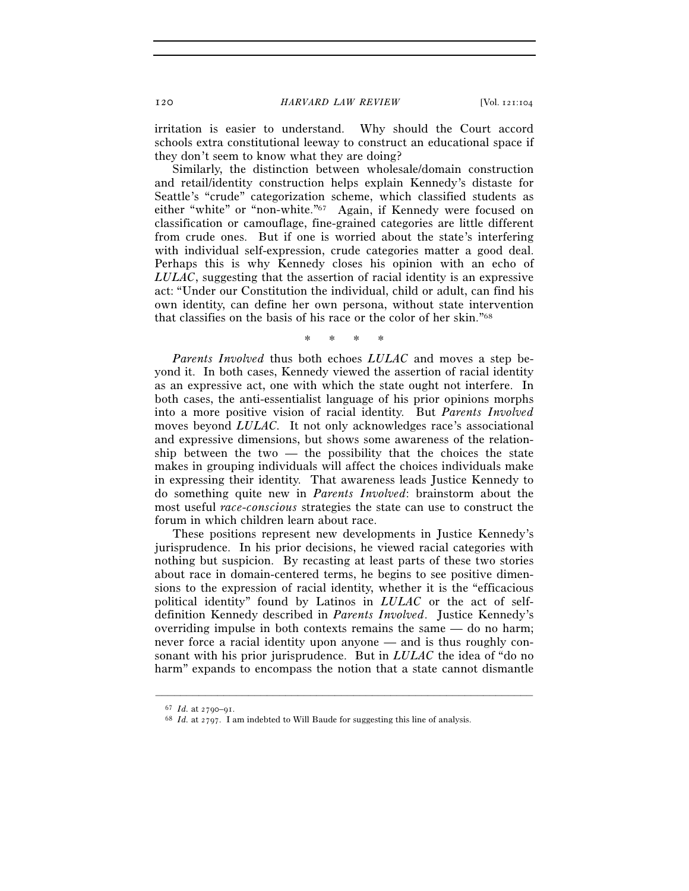irritation is easier to understand. Why should the Court accord schools extra constitutional leeway to construct an educational space if they don't seem to know what they are doing?

Similarly, the distinction between wholesale/domain construction and retail/identity construction helps explain Kennedy's distaste for Seattle's "crude" categorization scheme, which classified students as either "white" or "non-white."[67] Again, if Kennedy were focused on classification or camouflage, fine-grained categories are little different from crude ones. But if one is worried about the state's interfering with individual self-expression, crude categories matter a good deal. Perhaps this is why Kennedy closes his opinion with an echo of *LULAC*, suggesting that the assertion of racial identity is an expressive act: "Under our Constitution the individual, child or adult, can find his own identity, can define her own persona, without state intervention that classifies on the basis of his race or the color of her skin."[68]

\* \* \* \*

*Parents Involved* thus both echoes *LULAC* and moves a step beyond it. In both cases, Kennedy viewed the assertion of racial identity as an expressive act, one with which the state ought not interfere. In both cases, the anti-essentialist language of his prior opinions morphs into a more positive vision of racial identity. But *Parents Involved* moves beyond *LULAC*. It not only acknowledges race's associational and expressive dimensions, but shows some awareness of the relationship between the two — the possibility that the choices the state makes in grouping individuals will affect the choices individuals make in expressing their identity. That awareness leads Justice Kennedy to do something quite new in *Parents Involved*: brainstorm about the most useful *race-conscious* strategies the state can use to construct the forum in which children learn about race.

These positions represent new developments in Justice Kennedy's jurisprudence. In his prior decisions, he viewed racial categories with nothing but suspicion. By recasting at least parts of these two stories about race in domain-centered terms, he begins to see positive dimensions to the expression of racial identity, whether it is the "efficacious political identity" found by Latinos in *LULAC* or the act of self-definition Kennedy described in *Parents Involved*. Justice Kennedy's overriding impulse in both contexts remains the same — do no harm; never force a racial identity upon anyone — and is thus roughly consonant with his prior jurisprudence. But in *LULAC* the idea of "do no harm" expands to encompass the notion that a state cannot dismantle

---

[67] *Id.* at 2790–91.

[68] *Id.* at 2797. I am indebted to Will Baude for suggesting this line of analysis.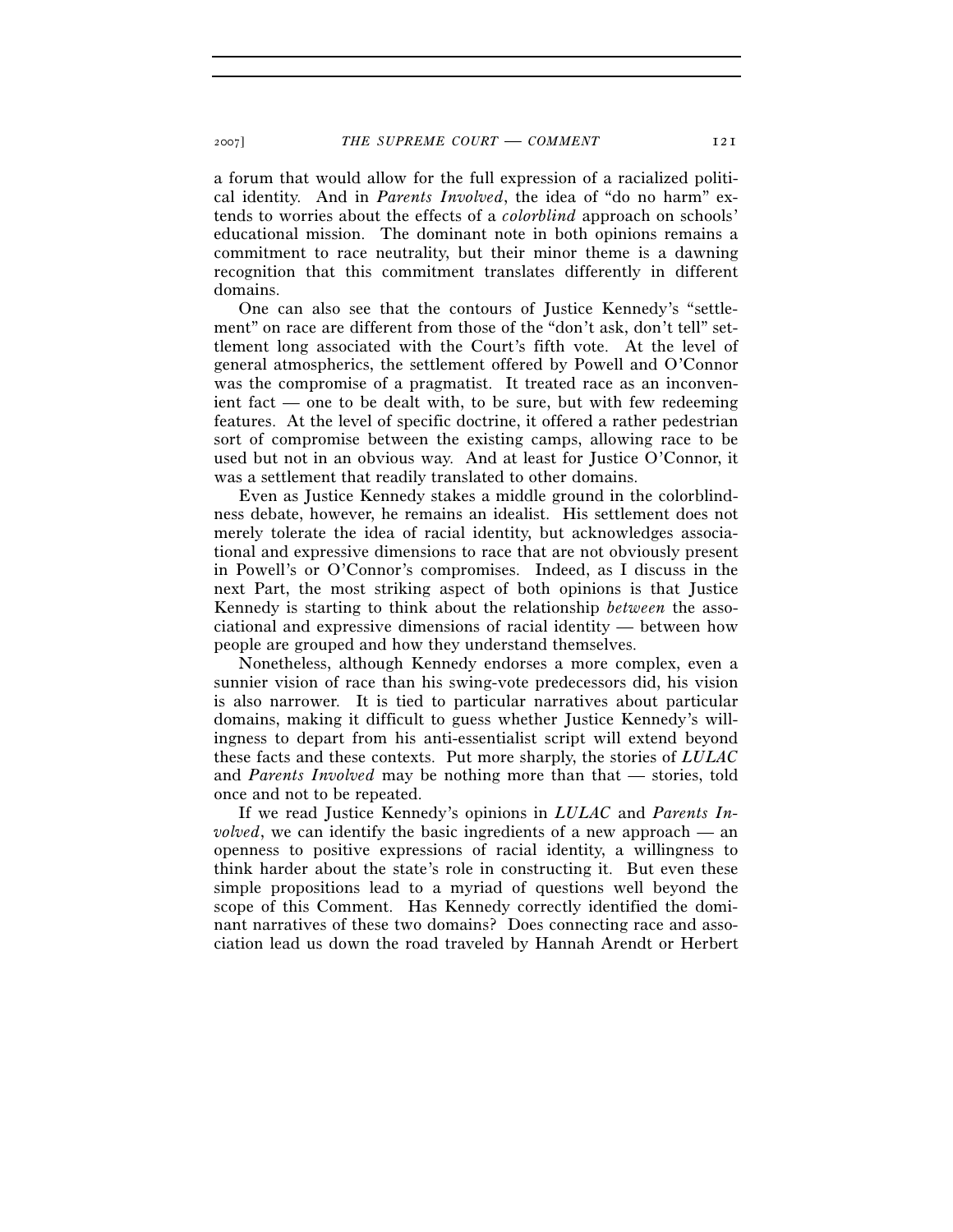a forum that would allow for the full expression of a racialized political identity. And in *Parents Involved*, the idea of "do no harm" extends to worries about the effects of a *colorblind* approach on schools' educational mission. The dominant note in both opinions remains a commitment to race neutrality, but their minor theme is a dawning recognition that this commitment translates differently in different domains.

One can also see that the contours of Justice Kennedy's "settlement" on race are different from those of the "don't ask, don't tell" settlement long associated with the Court's fifth vote. At the level of general atmospherics, the settlement offered by Powell and O'Connor was the compromise of a pragmatist. It treated race as an inconvenient fact — one to be dealt with, to be sure, but with few redeeming features. At the level of specific doctrine, it offered a rather pedestrian sort of compromise between the existing camps, allowing race to be used but not in an obvious way. And at least for Justice O'Connor, it was a settlement that readily translated to other domains.

Even as Justice Kennedy stakes a middle ground in the colorblindness debate, however, he remains an idealist. His settlement does not merely tolerate the idea of racial identity, but acknowledges associational and expressive dimensions to race that are not obviously present in Powell's or O'Connor's compromises. Indeed, as I discuss in the next Part, the most striking aspect of both opinions is that Justice Kennedy is starting to think about the relationship *between* the associational and expressive dimensions of racial identity — between how people are grouped and how they understand themselves.

Nonetheless, although Kennedy endorses a more complex, even a sunnier vision of race than his swing-vote predecessors did, his vision is also narrower. It is tied to particular narratives about particular domains, making it difficult to guess whether Justice Kennedy's willingness to depart from his anti-essentialist script will extend beyond these facts and these contexts. Put more sharply, the stories of *LULAC* and *Parents Involved* may be nothing more than that — stories, told once and not to be repeated.

If we read Justice Kennedy's opinions in *LULAC* and *Parents Involved*, we can identify the basic ingredients of a new approach — an openness to positive expressions of racial identity, a willingness to think harder about the state's role in constructing it. But even these simple propositions lead to a myriad of questions well beyond the scope of this Comment. Has Kennedy correctly identified the dominant narratives of these two domains? Does connecting race and association lead us down the road traveled by Hannah Arendt or Herbert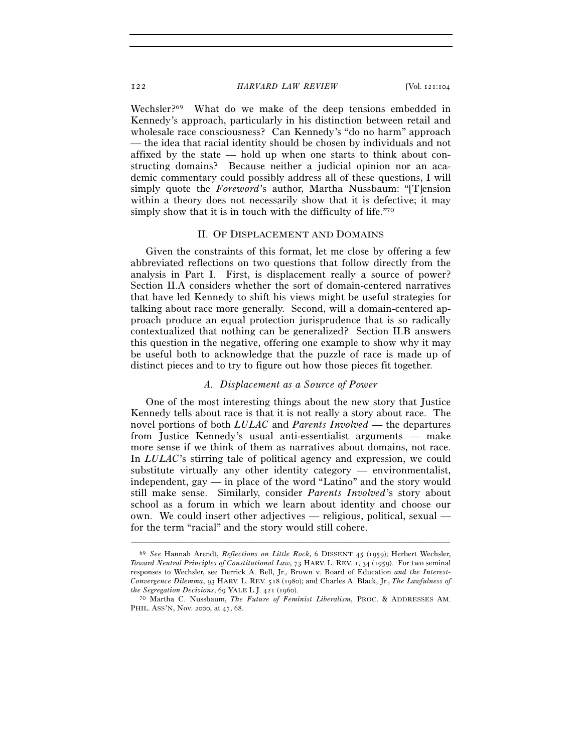Wechsler?[69] What do we make of the deep tensions embedded in Kennedy's approach, particularly in his distinction between retail and wholesale race consciousness? Can Kennedy's "do no harm" approach — the idea that racial identity should be chosen by individuals and not affixed by the state — hold up when one starts to think about constructing domains? Because neither a judicial opinion nor an academic commentary could possibly address all of these questions, I will simply quote the *Foreword*'s author, Martha Nussbaum: "[T]ension within a theory does not necessarily show that it is defective; it may simply show that it is in touch with the difficulty of life."[70]

## II. Of Displacement and Domains

Given the constraints of this format, let me close by offering a few abbreviated reflections on two questions that follow directly from the analysis in Part I. First, is displacement really a source of power? Section II.A considers whether the sort of domain-centered narratives that have led Kennedy to shift his views might be useful strategies for talking about race more generally. Second, will a domain-centered approach produce an equal protection jurisprudence that is so radically contextualized that nothing can be generalized? Section II.B answers this question in the negative, offering one example to show why it may be useful both to acknowledge that the puzzle of race is made up of distinct pieces and to try to figure out how those pieces fit together.

### *A. Displacement as a Source of Power*

One of the most interesting things about the new story that Justice Kennedy tells about race is that it is not really a story about race. The novel portions of both *LULAC* and *Parents Involved* — the departures from Justice Kennedy's usual anti-essentialist arguments — make more sense if we think of them as narratives about domains, not race. In *LULAC*'s stirring tale of political agency and expression, we could substitute virtually any other identity category — environmentalist, independent, gay — in place of the word "Latino" and the story would still make sense. Similarly, consider *Parents Involved*'s story about school as a forum in which we learn about identity and choose our own. We could insert other adjectives — religious, political, sexual — for the term "racial" and the story would still cohere.

---

[69] *See* Hannah Arendt, *Reflections on Little Rock*, 6 DISSENT 45 (1959); Herbert Wechsler, *Toward Neutral Principles of Constitutional Law*, 73 HARV. L. REV. 1, 34 (1959). For two seminal responses to Wechsler, see Derrick A. Bell, Jr., Brown v. Board of Education *and the Interest-Convergence Dilemma*, 93 HARV. L. REV. 518 (1980); and Charles A. Black, Jr., *The Lawfulness of the Segregation Decisions*, 69 YALE L.J. 421 (1960).

[70] Martha C. Nussbaum, *The Future of Feminist Liberalism*, PROC. & ADDRESSES AM. PHIL. ASS'N, Nov. 2000, at 47, 68.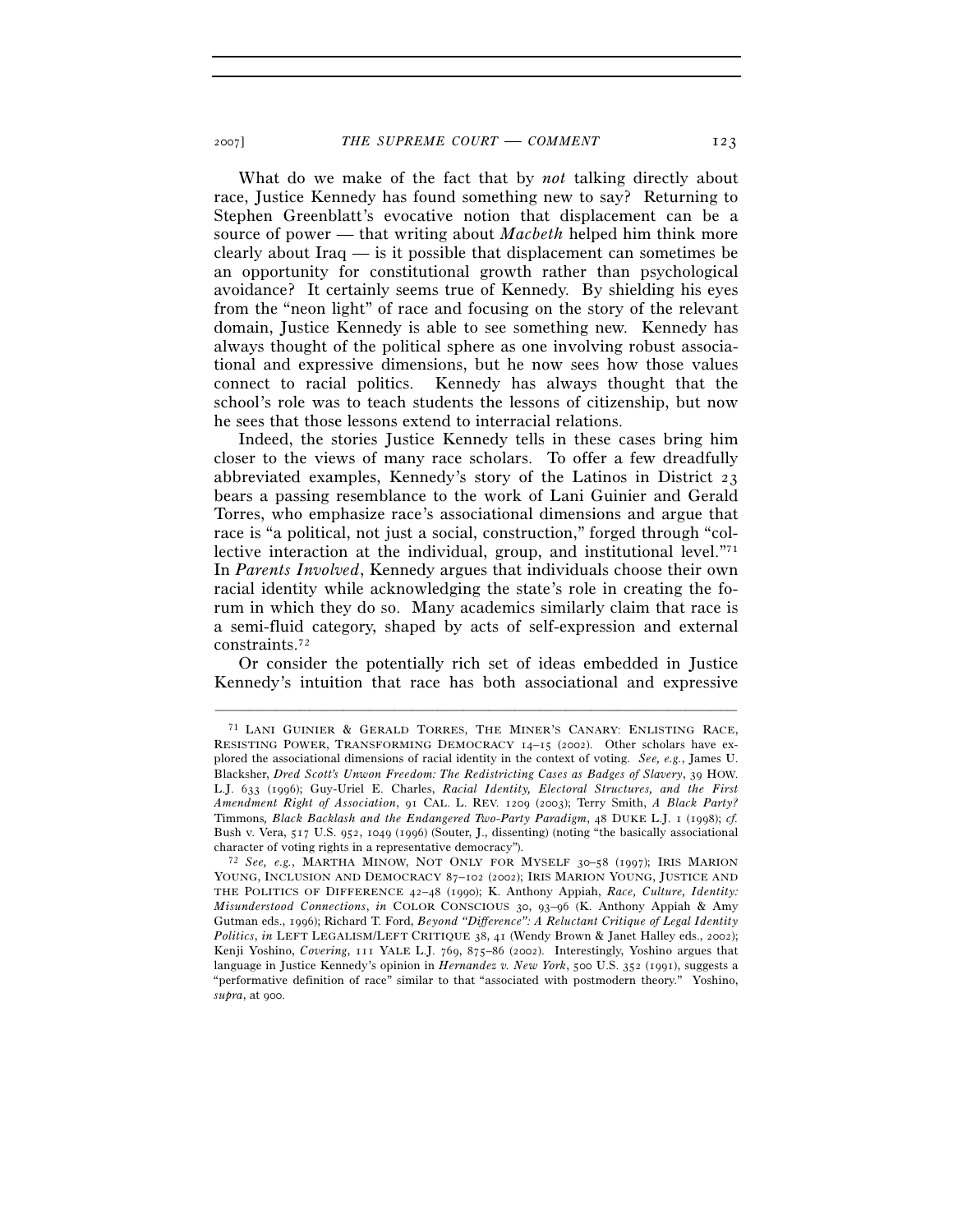What do we make of the fact that by *not* talking directly about race, Justice Kennedy has found something new to say? Returning to Stephen Greenblatt's evocative notion that displacement can be a source of power — that writing about *Macbeth* helped him think more clearly about Iraq — is it possible that displacement can sometimes be an opportunity for constitutional growth rather than psychological avoidance? It certainly seems true of Kennedy. By shielding his eyes from the "neon light" of race and focusing on the story of the relevant domain, Justice Kennedy is able to see something new. Kennedy has always thought of the political sphere as one involving robust associational and expressive dimensions, but he now sees how those values connect to racial politics. Kennedy has always thought that the school's role was to teach students the lessons of citizenship, but now he sees that those lessons extend to interracial relations.

Indeed, the stories Justice Kennedy tells in these cases bring him closer to the views of many race scholars. To offer a few dreadfully abbreviated examples, Kennedy's story of the Latinos in District 23 bears a passing resemblance to the work of Lani Guinier and Gerald Torres, who emphasize race's associational dimensions and argue that race is "a political, not just a social, construction," forged through "collective interaction at the individual, group, and institutional level."[71] In *Parents Involved*, Kennedy argues that individuals choose their own racial identity while acknowledging the state's role in creating the forum in which they do so. Many academics similarly claim that race is a semi-fluid category, shaped by acts of self-expression and external constraints.[72]

Or consider the potentially rich set of ideas embedded in Justice Kennedy's intuition that race has both associational and expressive

---

[71] LANI GUINIER & GERALD TORRES, THE MINER'S CANARY: ENLISTING RACE, RESISTING POWER, TRANSFORMING DEMOCRACY 14–15 (2002). Other scholars have explored the associational dimensions of racial identity in the context of voting. *See, e.g.*, James U. Blacksher, *Dred Scott's Unwon Freedom: The Redistricting Cases as Badges of Slavery*, 39 HOW. L.J. 633 (1996); Guy-Uriel E. Charles, *Racial Identity, Electoral Structures, and the First Amendment Right of Association*, 91 CAL. L. REV. 1209 (2003); Terry Smith, *A Black Party?* Timmons*, Black Backlash and the Endangered Two-Party Paradigm*, 48 DUKE L.J. 1 (1998); *cf.* Bush v. Vera, 517 U.S. 952, 1049 (1996) (Souter, J., dissenting) (noting "the basically associational character of voting rights in a representative democracy").

[72] *See, e.g.*, MARTHA MINOW, NOT ONLY FOR MYSELF 30–58 (1997); IRIS MARION YOUNG, INCLUSION AND DEMOCRACY 87–102 (2002); IRIS MARION YOUNG, JUSTICE AND THE POLITICS OF DIFFERENCE 42–48 (1990); K. Anthony Appiah, *Race, Culture, Identity: Misunderstood Connections*, *in* COLOR CONSCIOUS 30, 93–96 (K. Anthony Appiah & Amy Gutman eds., 1996); Richard T. Ford, *Beyond "Difference": A Reluctant Critique of Legal Identity Politics*, *in* LEFT LEGALISM/LEFT CRITIQUE 38, 41 (Wendy Brown & Janet Halley eds., 2002); Kenji Yoshino, *Covering*, 111 YALE L.J. 769, 875–86 (2002). Interestingly, Yoshino argues that language in Justice Kennedy's opinion in *Hernandez v. New York*, 500 U.S. 352 (1991), suggests a "performative definition of race" similar to that "associated with postmodern theory." Yoshino, *supra*, at 900.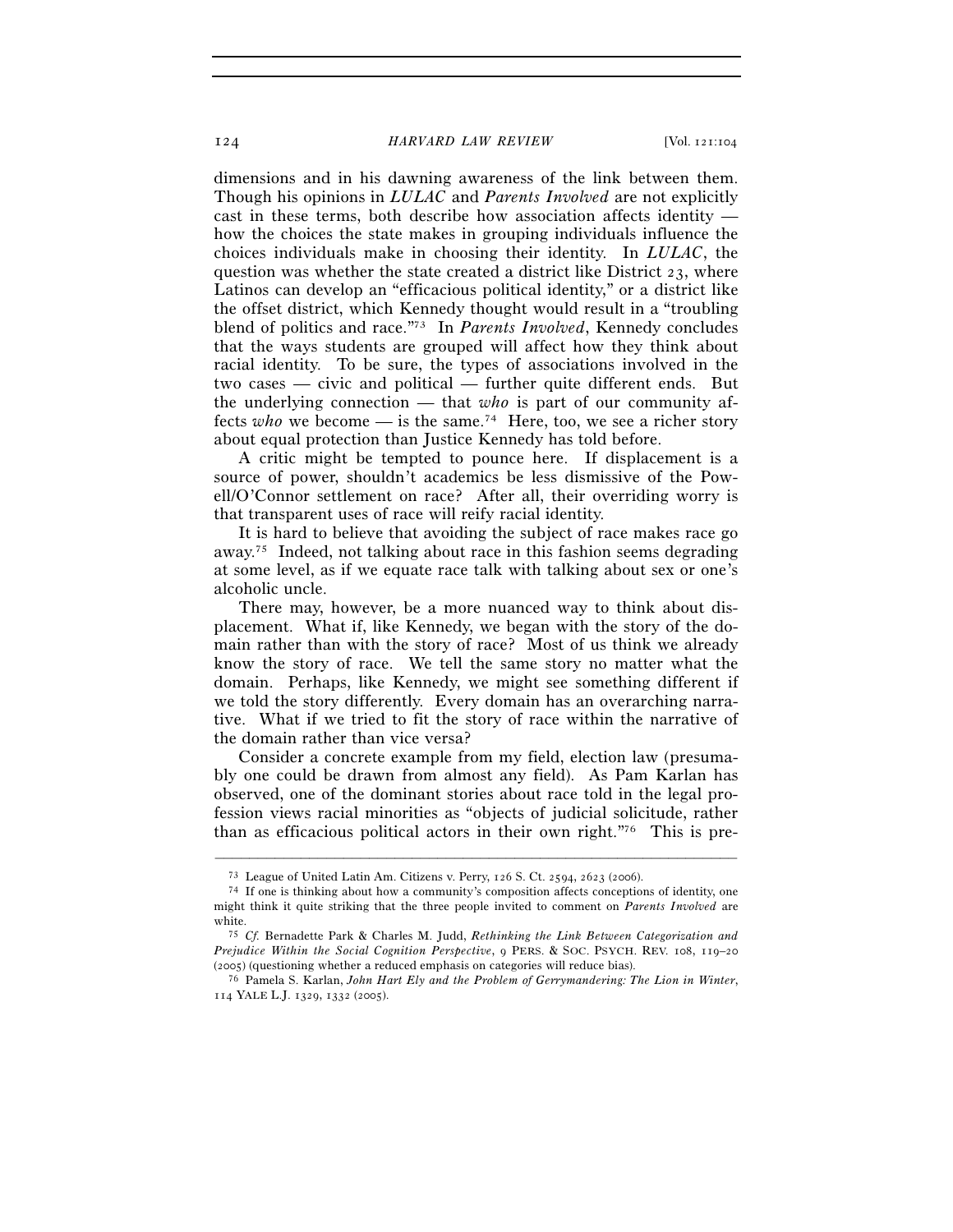dimensions and in his dawning awareness of the link between them. Though his opinions in *LULAC* and *Parents Involved* are not explicitly cast in these terms, both describe how association affects identity — how the choices the state makes in grouping individuals influence the choices individuals make in choosing their identity. In *LULAC*, the question was whether the state created a district like District 23, where Latinos can develop an "efficacious political identity," or a district like the offset district, which Kennedy thought would result in a "troubling blend of politics and race."[73] In *Parents Involved*, Kennedy concludes that the ways students are grouped will affect how they think about racial identity. To be sure, the types of associations involved in the two cases — civic and political — further quite different ends. But the underlying connection — that *who* is part of our community affects *who* we become — is the same.[74] Here, too, we see a richer story about equal protection than Justice Kennedy has told before.

A critic might be tempted to pounce here. If displacement is a source of power, shouldn't academics be less dismissive of the Powell/O'Connor settlement on race? After all, their overriding worry is that transparent uses of race will reify racial identity.

It is hard to believe that avoiding the subject of race makes race go away.[75] Indeed, not talking about race in this fashion seems degrading at some level, as if we equate race talk with talking about sex or one's alcoholic uncle.

There may, however, be a more nuanced way to think about displacement. What if, like Kennedy, we began with the story of the domain rather than with the story of race? Most of us think we already know the story of race. We tell the same story no matter what the domain. Perhaps, like Kennedy, we might see something different if we told the story differently. Every domain has an overarching narrative. What if we tried to fit the story of race within the narrative of the domain rather than vice versa?

Consider a concrete example from my field, election law (presumably one could be drawn from almost any field). As Pam Karlan has observed, one of the dominant stories about race told in the legal profession views racial minorities as "objects of judicial solicitude, rather than as efficacious political actors in their own right."[76] This is pre-

---

[73] League of United Latin Am. Citizens v. Perry, 126 S. Ct. 2594, 2623 (2006).

[74] If one is thinking about how a community's composition affects conceptions of identity, one might think it quite striking that the three people invited to comment on *Parents Involved* are white.

[75] *Cf.* Bernadette Park & Charles M. Judd, *Rethinking the Link Between Categorization and Prejudice Within the Social Cognition Perspective*, 9 PERS. & SOC. PSYCH. REV. 108, 119–20 (2005) (questioning whether a reduced emphasis on categories will reduce bias).

[76] Pamela S. Karlan, *John Hart Ely and the Problem of Gerrymandering: The Lion in Winter*, 114 YALE L.J. 1329, 1332 (2005).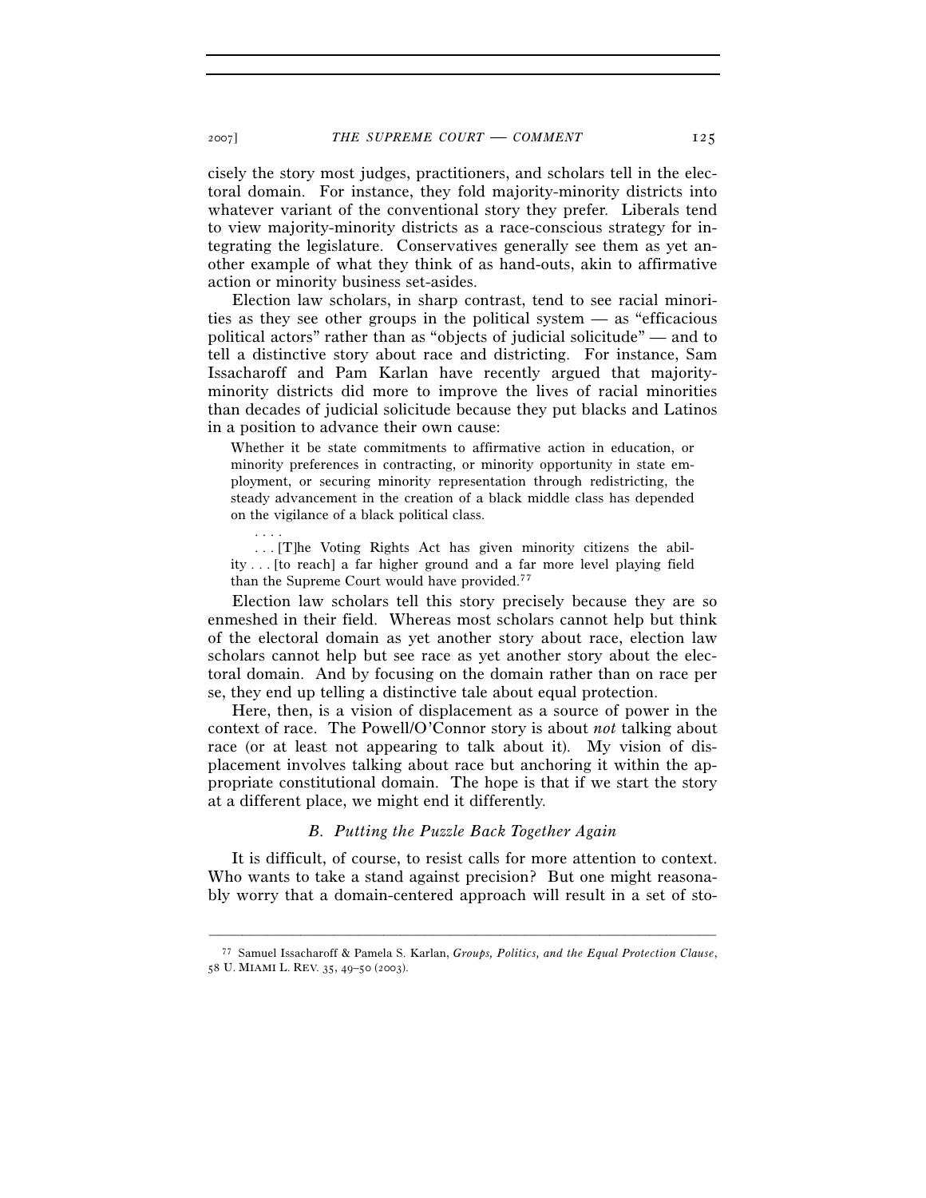cisely the story most judges, practitioners, and scholars tell in the electoral domain. For instance, they fold majority-minority districts into whatever variant of the conventional story they prefer. Liberals tend to view majority-minority districts as a race-conscious strategy for integrating the legislature. Conservatives generally see them as yet another example of what they think of as hand-outs, akin to affirmative action or minority business set-asides.

Election law scholars, in sharp contrast, tend to see racial minorities as they see other groups in the political system — as "efficacious political actors" rather than as "objects of judicial solicitude" — and to tell a distinctive story about race and districting. For instance, Sam Issacharoff and Pam Karlan have recently argued that majority-minority districts did more to improve the lives of racial minorities than decades of judicial solicitude because they put blacks and Latinos in a position to advance their own cause:

> Whether it be state commitments to affirmative action in education, or minority preferences in contracting, or minority opportunity in state employment, or securing minority representation through redistricting, the steady advancement in the creation of a black middle class has depended on the vigilance of a black political class.
>
> . . . .
>
> . . . [T]he Voting Rights Act has given minority citizens the ability . . . [to reach] a far higher ground and a far more level playing field than the Supreme Court would have provided.[77]

Election law scholars tell this story precisely because they are so enmeshed in their field. Whereas most scholars cannot help but think of the electoral domain as yet another story about race, election law scholars cannot help but see race as yet another story about the electoral domain. And by focusing on the domain rather than on race per se, they end up telling a distinctive tale about equal protection.

Here, then, is a vision of displacement as a source of power in the context of race. The Powell/O'Connor story is about *not* talking about race (or at least not appearing to talk about it). My vision of displacement involves talking about race but anchoring it within the appropriate constitutional domain. The hope is that if we start the story at a different place, we might end it differently.

### *B. Putting the Puzzle Back Together Again*

It is difficult, of course, to resist calls for more attention to context. Who wants to take a stand against precision? But one might reasonably worry that a domain-centered approach will result in a set of sto-

---

[77] Samuel Issacharoff & Pamela S. Karlan, *Groups, Politics, and the Equal Protection Clause*, 58 U. MIAMI L. REV. 35, 49–50 (2003).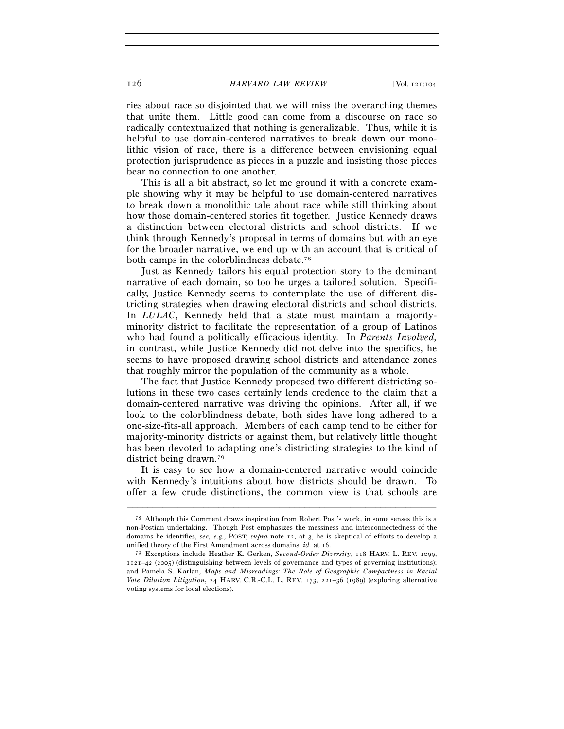ries about race so disjointed that we will miss the overarching themes that unite them. Little good can come from a discourse on race so radically contextualized that nothing is generalizable. Thus, while it is helpful to use domain-centered narratives to break down our monolithic vision of race, there is a difference between envisioning equal protection jurisprudence as pieces in a puzzle and insisting those pieces bear no connection to one another.

This is all a bit abstract, so let me ground it with a concrete example showing why it may be helpful to use domain-centered narratives to break down a monolithic tale about race while still thinking about how those domain-centered stories fit together. Justice Kennedy draws a distinction between electoral districts and school districts. If we think through Kennedy's proposal in terms of domains but with an eye for the broader narrative, we end up with an account that is critical of both camps in the colorblindness debate.[78]

Just as Kennedy tailors his equal protection story to the dominant narrative of each domain, so too he urges a tailored solution. Specifically, Justice Kennedy seems to contemplate the use of different districting strategies when drawing electoral districts and school districts. In *LULAC*, Kennedy held that a state must maintain a majority-minority district to facilitate the representation of a group of Latinos who had found a politically efficacious identity. In *Parents Involved,* in contrast, while Justice Kennedy did not delve into the specifics, he seems to have proposed drawing school districts and attendance zones that roughly mirror the population of the community as a whole.

The fact that Justice Kennedy proposed two different districting solutions in these two cases certainly lends credence to the claim that a domain-centered narrative was driving the opinions. After all, if we look to the colorblindness debate, both sides have long adhered to a one-size-fits-all approach. Members of each camp tend to be either for majority-minority districts or against them, but relatively little thought has been devoted to adapting one's districting strategies to the kind of district being drawn.[79]

It is easy to see how a domain-centered narrative would coincide with Kennedy's intuitions about how districts should be drawn. To offer a few crude distinctions, the common view is that schools are

---

[78] Although this Comment draws inspiration from Robert Post's work, in some senses this is a non-Postian undertaking. Though Post emphasizes the messiness and interconnectedness of the domains he identifies, *see, e.g.*, POST, *supra* note 12, at 3, he is skeptical of efforts to develop a unified theory of the First Amendment across domains, *id.* at 16.

[79] Exceptions include Heather K. Gerken, *Second-Order Diversity*, 118 HARV. L. REV. 1099, 1121–42 (2005) (distinguishing between levels of governance and types of governing institutions); and Pamela S. Karlan, *Maps and Misreadings: The Role of Geographic Compactness in Racial Vote Dilution Litigation*, 24 HARV. C.R.-C.L. L. REV. 173, 221–36 (1989) (exploring alternative voting systems for local elections).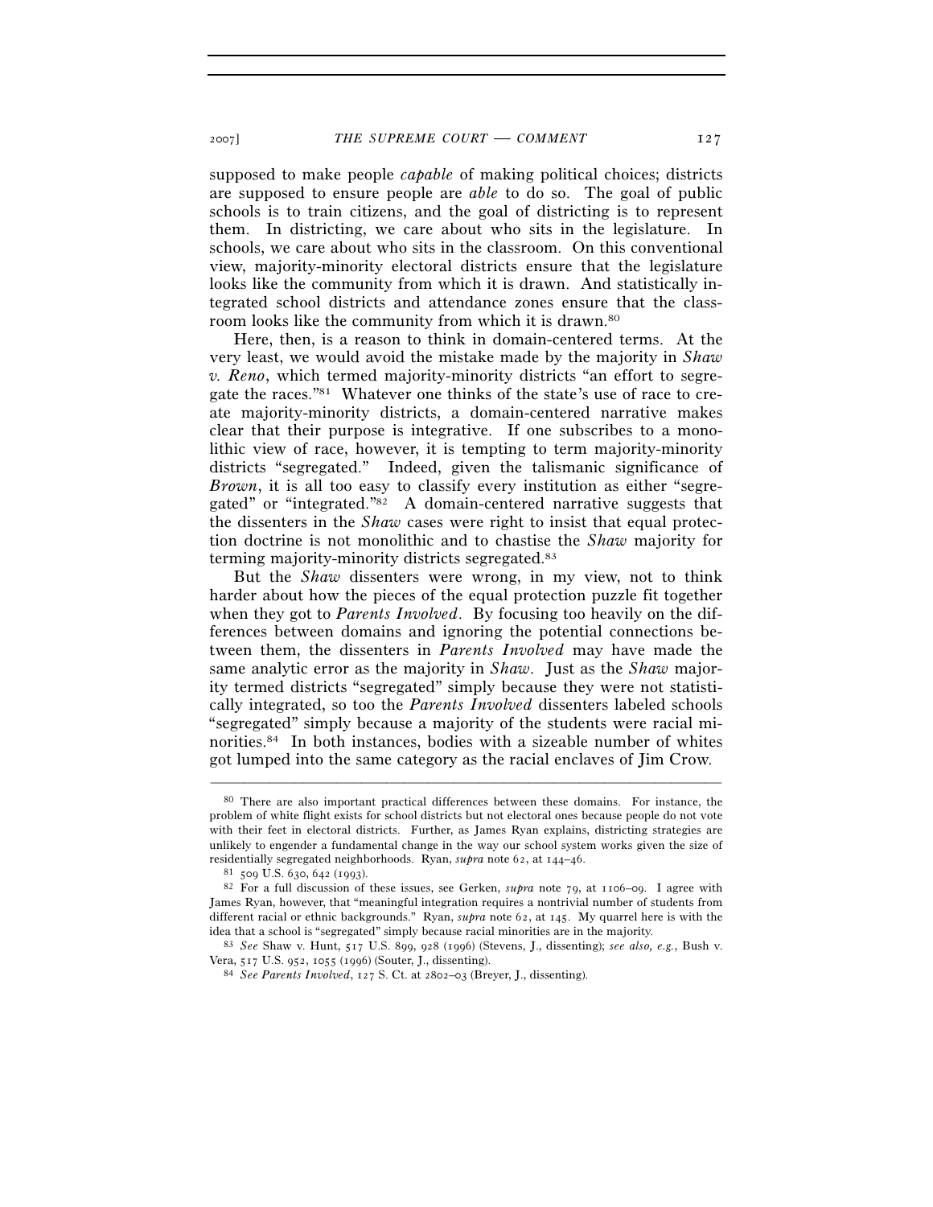supposed to make people *capable* of making political choices; districts are supposed to ensure people are *able* to do so. The goal of public schools is to train citizens, and the goal of districting is to represent them. In districting, we care about who sits in the legislature. In schools, we care about who sits in the classroom. On this conventional view, majority-minority electoral districts ensure that the legislature looks like the community from which it is drawn. And statistically integrated school districts and attendance zones ensure that the classroom looks like the community from which it is drawn.[80]

Here, then, is a reason to think in domain-centered terms. At the very least, we would avoid the mistake made by the majority in *Shaw v. Reno*, which termed majority-minority districts "an effort to segregate the races."[81] Whatever one thinks of the state's use of race to create majority-minority districts, a domain-centered narrative makes clear that their purpose is integrative. If one subscribes to a monolithic view of race, however, it is tempting to term majority-minority districts "segregated." Indeed, given the talismanic significance of *Brown*, it is all too easy to classify every institution as either "segregated" or "integrated."[82] A domain-centered narrative suggests that the dissenters in the *Shaw* cases were right to insist that equal protection doctrine is not monolithic and to chastise the *Shaw* majority for terming majority-minority districts segregated.[83]

But the *Shaw* dissenters were wrong, in my view, not to think harder about how the pieces of the equal protection puzzle fit together when they got to *Parents Involved*. By focusing too heavily on the differences between domains and ignoring the potential connections between them, the dissenters in *Parents Involved* may have made the same analytic error as the majority in *Shaw*. Just as the *Shaw* majority termed districts "segregated" simply because they were not statistically integrated, so too the *Parents Involved* dissenters labeled schools "segregated" simply because a majority of the students were racial minorities.[84] In both instances, bodies with a sizeable number of whites got lumped into the same category as the racial enclaves of Jim Crow.

---

[80] There are also important practical differences between these domains. For instance, the problem of white flight exists for school districts but not electoral ones because people do not vote with their feet in electoral districts. Further, as James Ryan explains, districting strategies are unlikely to engender a fundamental change in the way our school system works given the size of residentially segregated neighborhoods. Ryan, *supra* note 62, at 144–46.

[81] 509 U.S. 630, 642 (1993).

[82] For a full discussion of these issues, see Gerken, *supra* note 79, at 1106–09. I agree with James Ryan, however, that "meaningful integration requires a nontrivial number of students from different racial or ethnic backgrounds." Ryan, *supra* note 62, at 145. My quarrel here is with the idea that a school is "segregated" simply because racial minorities are in the majority.

[83] *See* Shaw v. Hunt, 517 U.S. 899, 928 (1996) (Stevens, J., dissenting); *see also, e.g.*, Bush v. Vera, 517 U.S. 952, 1055 (1996) (Souter, J., dissenting).

[84] *See Parents Involved*, 127 S. Ct. at 2802–03 (Breyer, J., dissenting).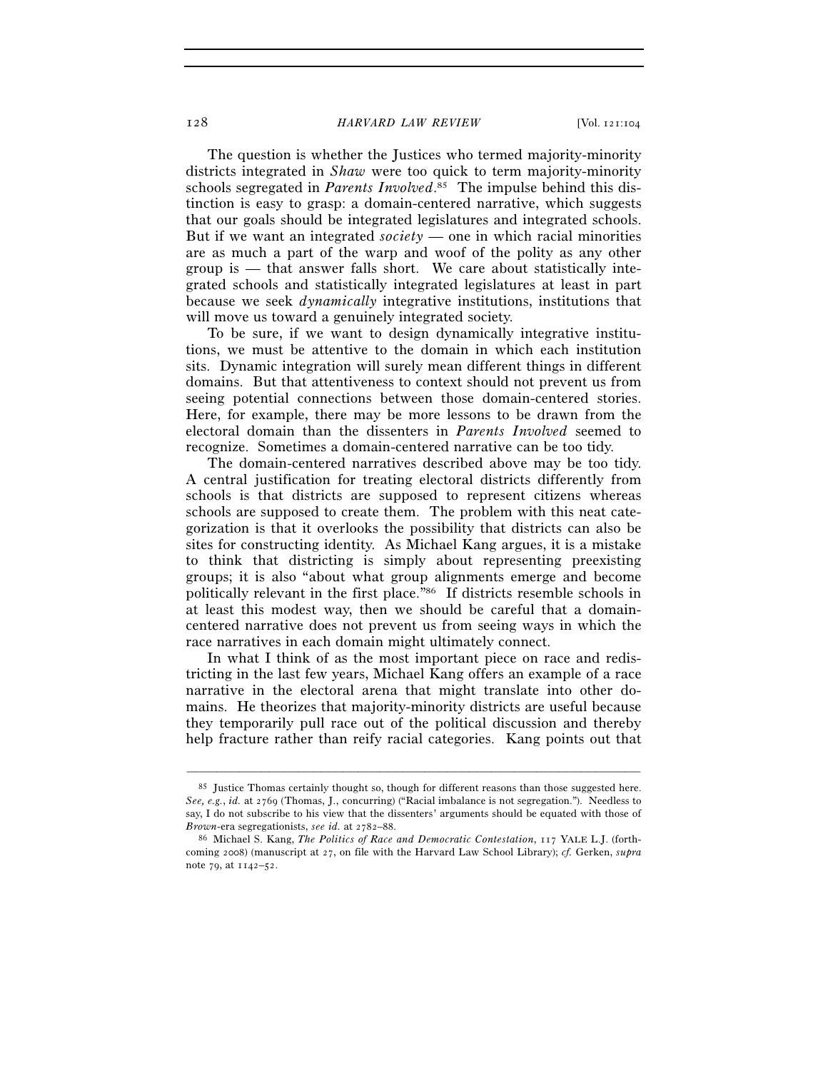The question is whether the Justices who termed majority-minority districts integrated in *Shaw* were too quick to term majority-minority schools segregated in *Parents Involved*.[85] The impulse behind this distinction is easy to grasp: a domain-centered narrative, which suggests that our goals should be integrated legislatures and integrated schools. But if we want an integrated *society* — one in which racial minorities are as much a part of the warp and woof of the polity as any other group is — that answer falls short. We care about statistically integrated schools and statistically integrated legislatures at least in part because we seek *dynamically* integrative institutions, institutions that will move us toward a genuinely integrated society.

To be sure, if we want to design dynamically integrative institutions, we must be attentive to the domain in which each institution sits. Dynamic integration will surely mean different things in different domains. But that attentiveness to context should not prevent us from seeing potential connections between those domain-centered stories. Here, for example, there may be more lessons to be drawn from the electoral domain than the dissenters in *Parents Involved* seemed to recognize. Sometimes a domain-centered narrative can be too tidy.

The domain-centered narratives described above may be too tidy. A central justification for treating electoral districts differently from schools is that districts are supposed to represent citizens whereas schools are supposed to create them. The problem with this neat categorization is that it overlooks the possibility that districts can also be sites for constructing identity. As Michael Kang argues, it is a mistake to think that districting is simply about representing preexisting groups; it is also "about what group alignments emerge and become politically relevant in the first place."[86] If districts resemble schools in at least this modest way, then we should be careful that a domain-centered narrative does not prevent us from seeing ways in which the race narratives in each domain might ultimately connect.

In what I think of as the most important piece on race and redistricting in the last few years, Michael Kang offers an example of a race narrative in the electoral arena that might translate into other domains. He theorizes that majority-minority districts are useful because they temporarily pull race out of the political discussion and thereby help fracture rather than reify racial categories. Kang points out that

---

[85] Justice Thomas certainly thought so, though for different reasons than those suggested here. *See, e.g.*, *id.* at 2769 (Thomas, J., concurring) ("Racial imbalance is not segregation."). Needless to say, I do not subscribe to his view that the dissenters' arguments should be equated with those of *Brown*-era segregationists, *see id.* at 2782–88.

[86] Michael S. Kang, *The Politics of Race and Democratic Contestation*, 117 YALE L.J. (forthcoming 2008) (manuscript at 27, on file with the Harvard Law School Library); *cf.* Gerken, *supra* note 79, at 1142–52.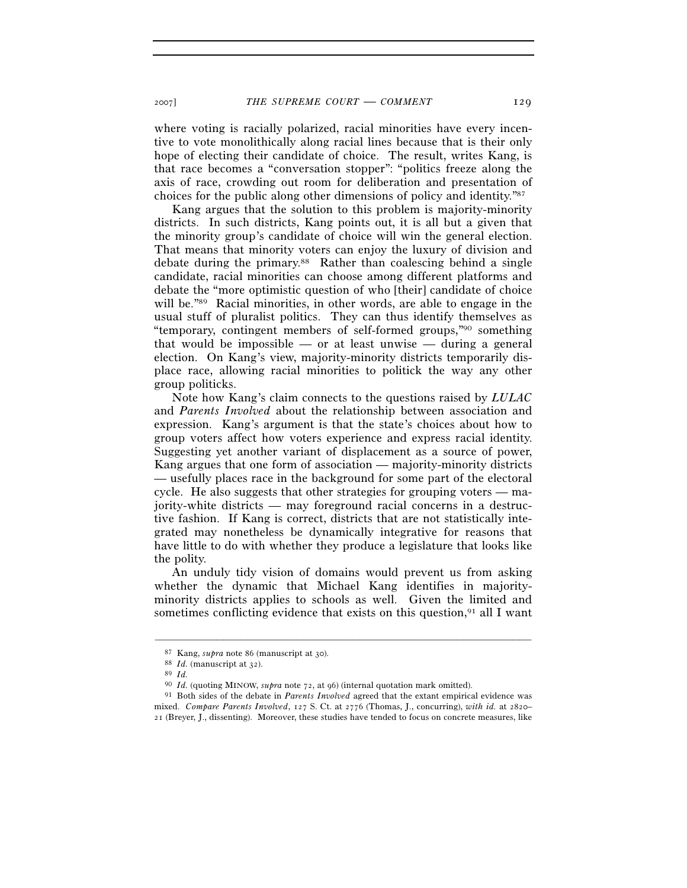where voting is racially polarized, racial minorities have every incentive to vote monolithically along racial lines because that is their only hope of electing their candidate of choice. The result, writes Kang, is that race becomes a "conversation stopper": "politics freeze along the axis of race, crowding out room for deliberation and presentation of choices for the public along other dimensions of policy and identity."[87]

Kang argues that the solution to this problem is majority-minority districts. In such districts, Kang points out, it is all but a given that the minority group's candidate of choice will win the general election. That means that minority voters can enjoy the luxury of division and debate during the primary.[88] Rather than coalescing behind a single candidate, racial minorities can choose among different platforms and debate the "more optimistic question of who [their] candidate of choice will be."[89] Racial minorities, in other words, are able to engage in the usual stuff of pluralist politics. They can thus identify themselves as "temporary, contingent members of self-formed groups,"[90] something that would be impossible — or at least unwise — during a general election. On Kang's view, majority-minority districts temporarily displace race, allowing racial minorities to politick the way any other group politicks.

Note how Kang's claim connects to the questions raised by *LULAC* and *Parents Involved* about the relationship between association and expression. Kang's argument is that the state's choices about how to group voters affect how voters experience and express racial identity. Suggesting yet another variant of displacement as a source of power, Kang argues that one form of association — majority-minority districts — usefully places race in the background for some part of the electoral cycle. He also suggests that other strategies for grouping voters — majority-white districts — may foreground racial concerns in a destructive fashion. If Kang is correct, districts that are not statistically integrated may nonetheless be dynamically integrative for reasons that have little to do with whether they produce a legislature that looks like the polity.

An unduly tidy vision of domains would prevent us from asking whether the dynamic that Michael Kang identifies in majority-minority districts applies to schools as well. Given the limited and sometimes conflicting evidence that exists on this question,[91] all I want

---

[87] Kang, *supra* note 86 (manuscript at 30).

[88] *Id.* (manuscript at 32).

[89] *Id.*

[90] *Id.* (quoting MINOW, *supra* note 72, at 96) (internal quotation mark omitted).

[91] Both sides of the debate in *Parents Involved* agreed that the extant empirical evidence was mixed. *Compare Parents Involved*, 127 S. Ct. at 2776 (Thomas, J., concurring), *with id.* at 2820–21 (Breyer, J., dissenting). Moreover, these studies have tended to focus on concrete measures, like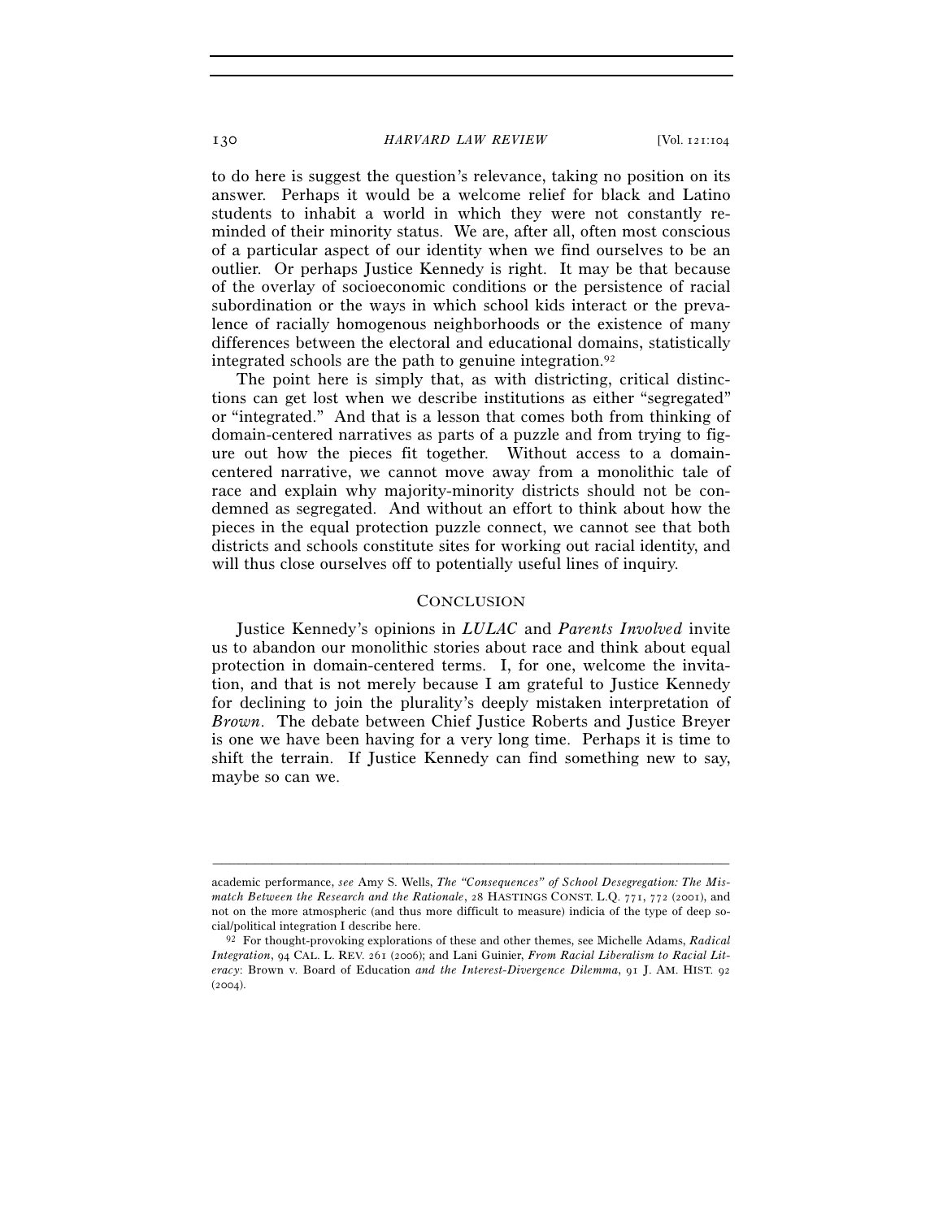to do here is suggest the question's relevance, taking no position on its answer. Perhaps it would be a welcome relief for black and Latino students to inhabit a world in which they were not constantly reminded of their minority status. We are, after all, often most conscious of a particular aspect of our identity when we find ourselves to be an outlier. Or perhaps Justice Kennedy is right. It may be that because of the overlay of socioeconomic conditions or the persistence of racial subordination or the ways in which school kids interact or the prevalence of racially homogenous neighborhoods or the existence of many differences between the electoral and educational domains, statistically integrated schools are the path to genuine integration.[92]

The point here is simply that, as with districting, critical distinctions can get lost when we describe institutions as either "segregated" or "integrated." And that is a lesson that comes both from thinking of domain-centered narratives as parts of a puzzle and from trying to figure out how the pieces fit together. Without access to a domain-centered narrative, we cannot move away from a monolithic tale of race and explain why majority-minority districts should not be condemned as segregated. And without an effort to think about how the pieces in the equal protection puzzle connect, we cannot see that both districts and schools constitute sites for working out racial identity, and will thus close ourselves off to potentially useful lines of inquiry.

## CONCLUSION

Justice Kennedy's opinions in *LULAC* and *Parents Involved* invite us to abandon our monolithic stories about race and think about equal protection in domain-centered terms. I, for one, welcome the invitation, and that is not merely because I am grateful to Justice Kennedy for declining to join the plurality's deeply mistaken interpretation of *Brown*. The debate between Chief Justice Roberts and Justice Breyer is one we have been having for a very long time. Perhaps it is time to shift the terrain. If Justice Kennedy can find something new to say, maybe so can we.

---

academic performance, *see* Amy S. Wells, *The "Consequences" of School Desegregation: The Mismatch Between the Research and the Rationale*, 28 HASTINGS CONST. L.Q. 771, 772 (2001), and not on the more atmospheric (and thus more difficult to measure) indicia of the type of deep social/political integration I describe here.

[92] For thought-provoking explorations of these and other themes, see Michelle Adams, *Radical Integration*, 94 CAL. L. REV. 261 (2006); and Lani Guinier, *From Racial Liberalism to Racial Literacy*: Brown v. Board of Education *and the Interest-Divergence Dilemma*, 91 J. AM. HIST. 92 (2004).